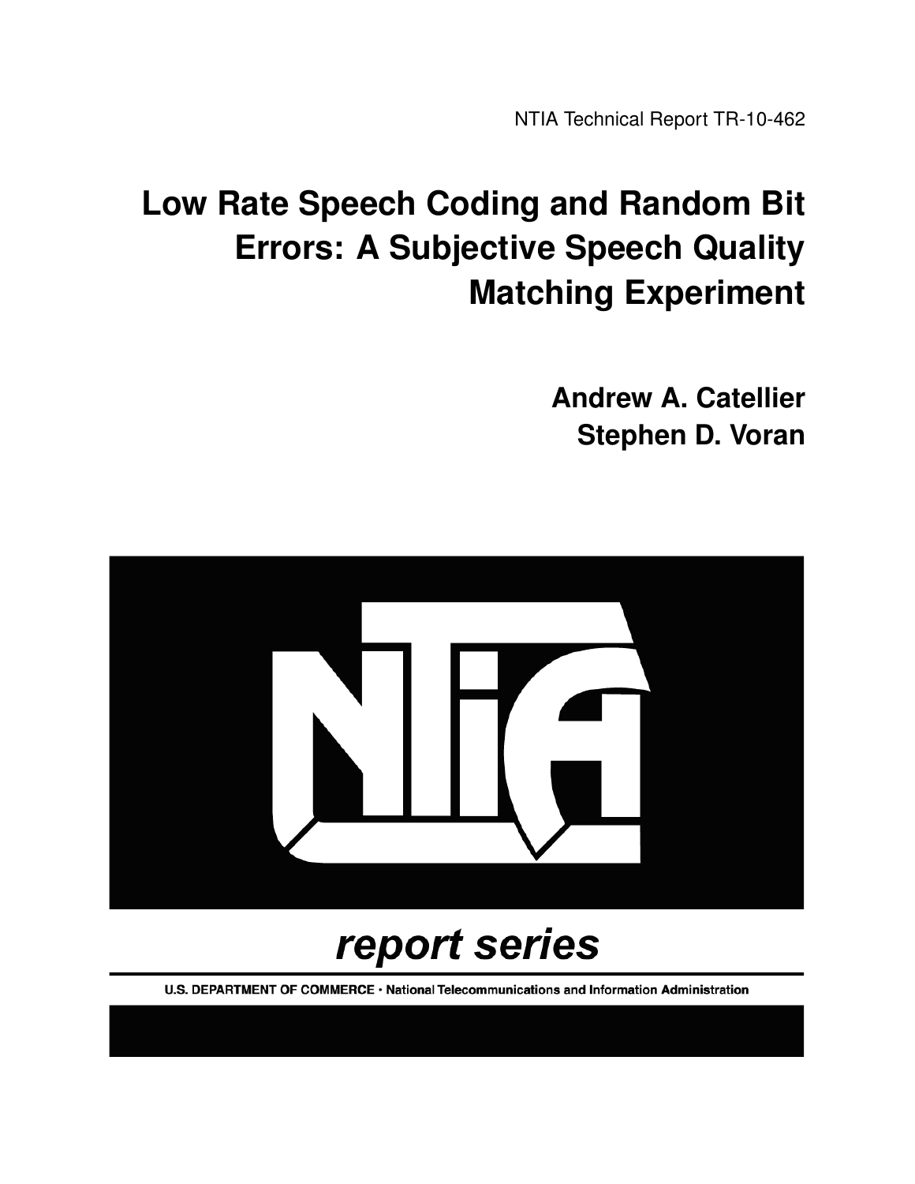NTIA Technical Report TR-10-462

# Low Rate Speech Coding and Random Bit Errors: A Subjective Speech Quality Matching Experiment

**Andrew A. Catellier**
**Stephen D. Voran**

*report series*

U.S. DEPARTMENT OF COMMERCE • National Telecommunications and Information Administration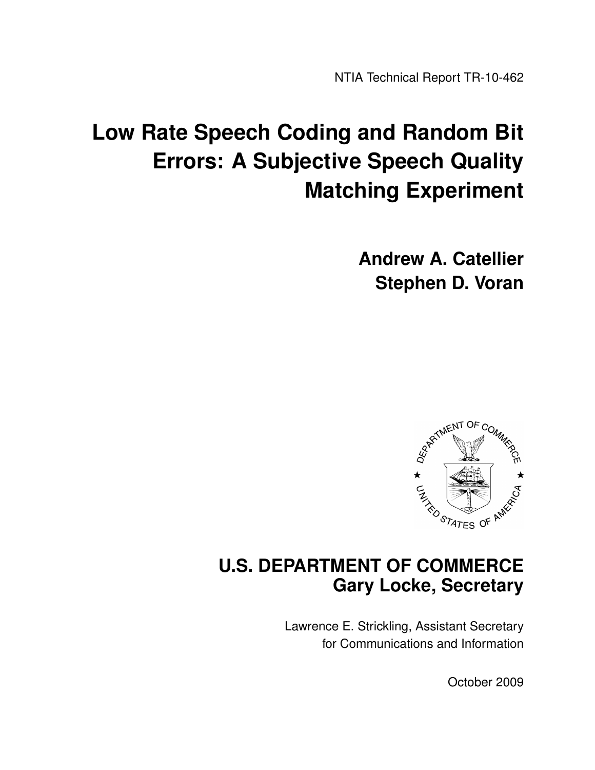NTIA Technical Report TR-10-462

# Low Rate Speech Coding and Random Bit Errors: A Subjective Speech Quality Matching Experiment

**Andrew A. Catellier**
**Stephen D. Voran**

## U.S. DEPARTMENT OF COMMERCE
## Gary Locke, Secretary

Lawrence E. Strickling, Assistant Secretary
for Communications and Information

October 2009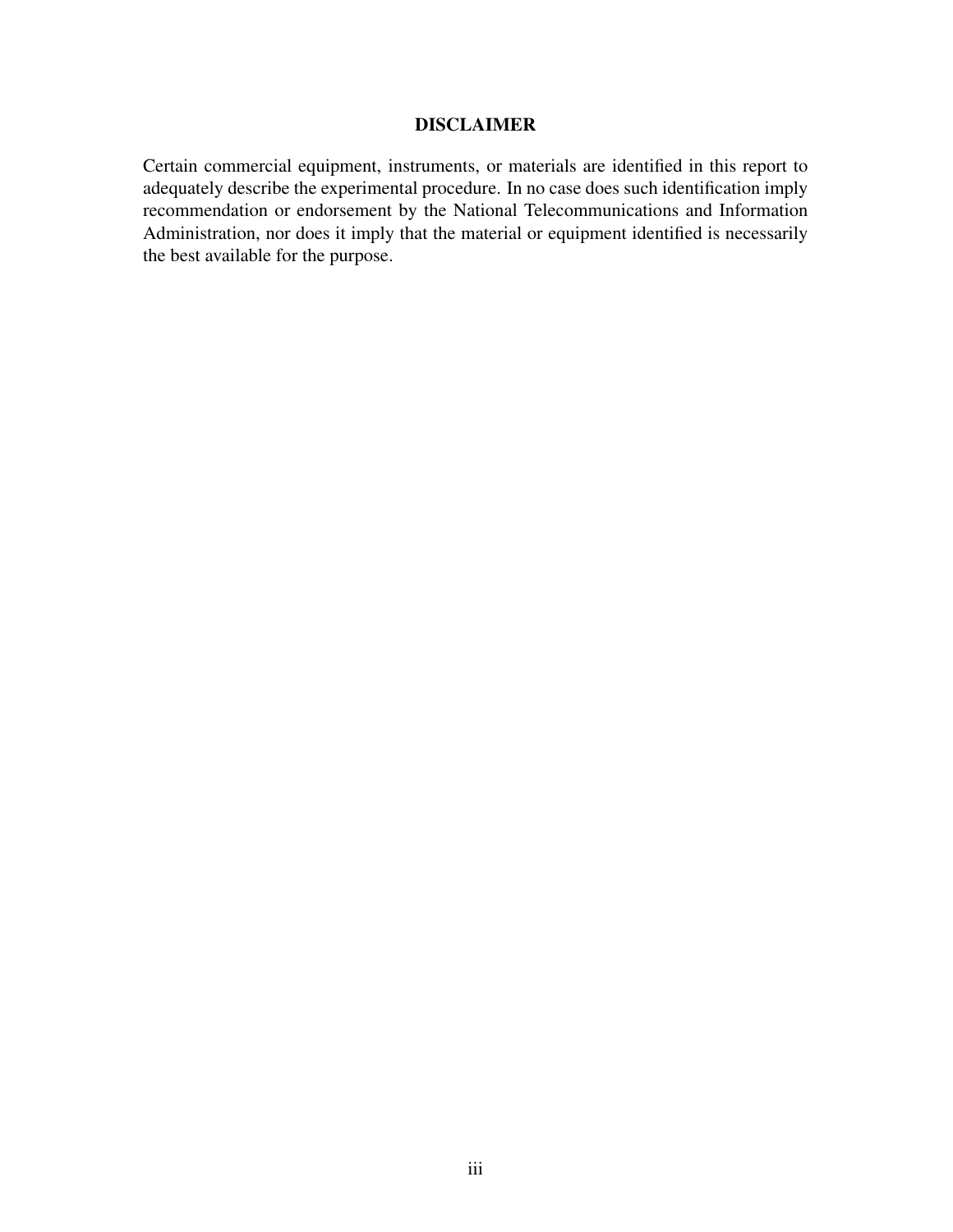## DISCLAIMER

Certain commercial equipment, instruments, or materials are identified in this report to adequately describe the experimental procedure. In no case does such identification imply recommendation or endorsement by the National Telecommunications and Information Administration, nor does it imply that the material or equipment identified is necessarily the best available for the purpose.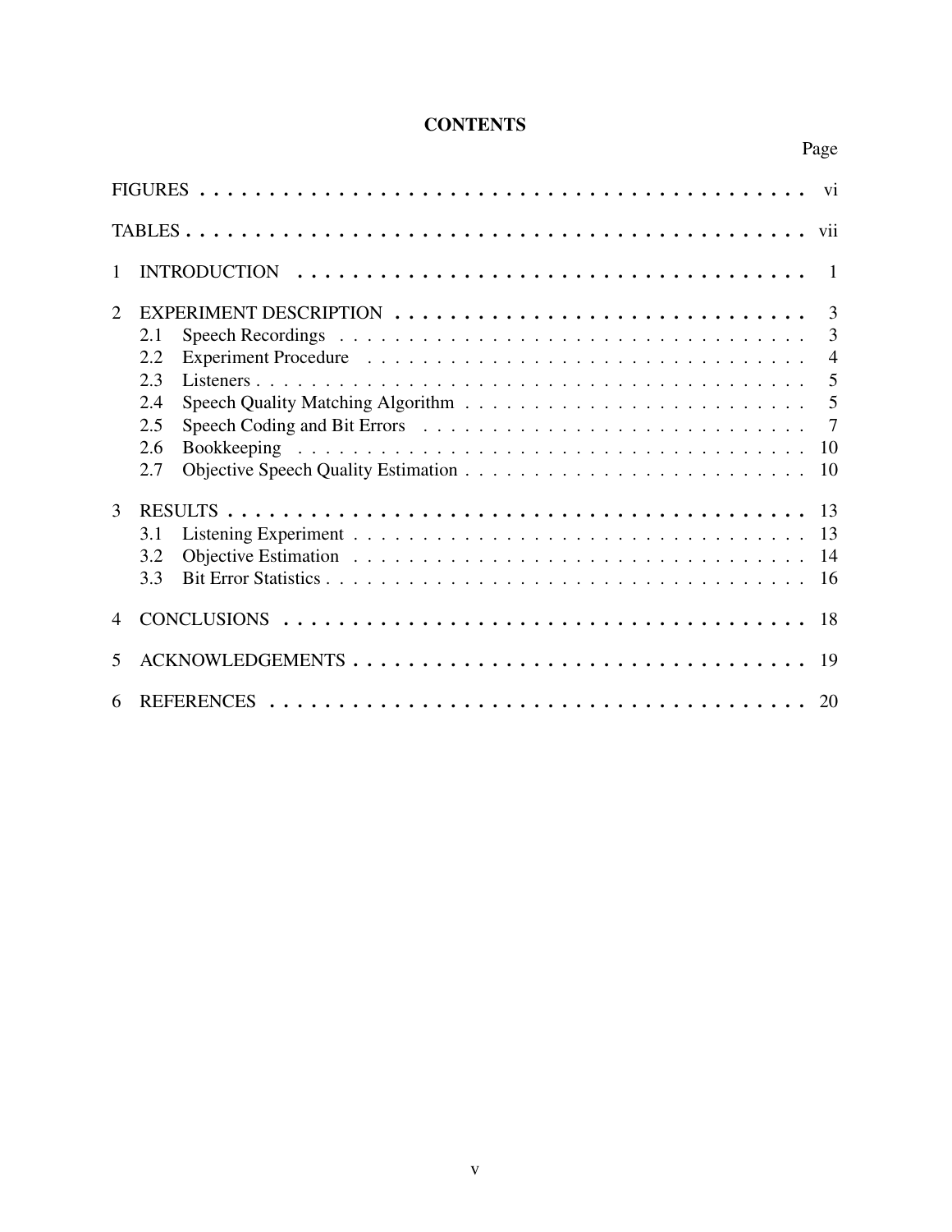# CONTENTS

| | Page |
|---|---|
| FIGURES | vi |
| TABLES | vii |
| 1 INTRODUCTION | 1 |
| 2 EXPERIMENT DESCRIPTION | 3 |
| 2.1 Speech Recordings | 3 |
| 2.2 Experiment Procedure | 4 |
| 2.3 Listeners | 5 |
| 2.4 Speech Quality Matching Algorithm | 5 |
| 2.5 Speech Coding and Bit Errors | 7 |
| 2.6 Bookkeeping | 10 |
| 2.7 Objective Speech Quality Estimation | 10 |
| 3 RESULTS | 13 |
| 3.1 Listening Experiment | 13 |
| 3.2 Objective Estimation | 14 |
| 3.3 Bit Error Statistics | 16 |
| 4 CONCLUSIONS | 18 |
| 5 ACKNOWLEDGEMENTS | 19 |
| 6 REFERENCES | 20 |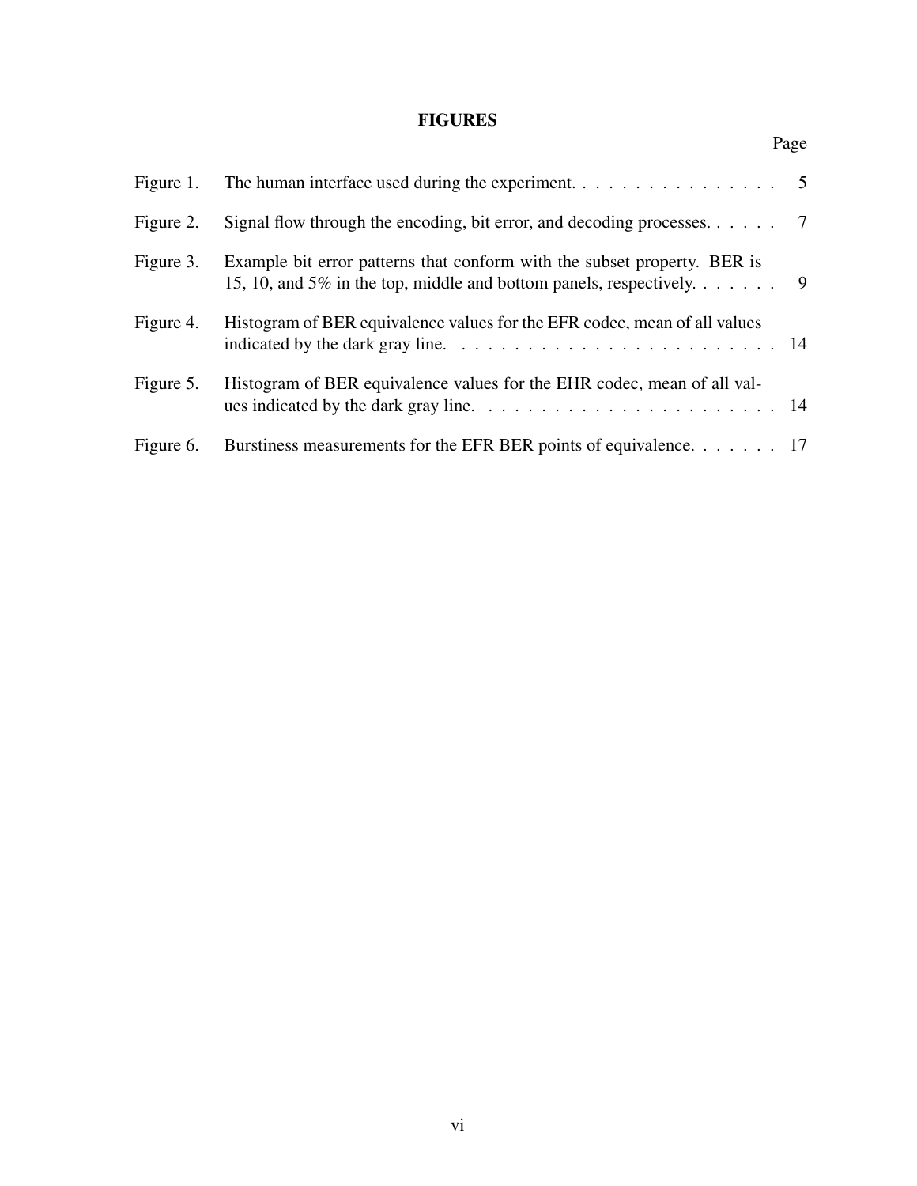# FIGURES

| | | Page |
|---|---|---|
| Figure 1. | The human interface used during the experiment. | 5 |
| Figure 2. | Signal flow through the encoding, bit error, and decoding processes. | 7 |
| Figure 3. | Example bit error patterns that conform with the subset property. BER is 15, 10, and 5% in the top, middle and bottom panels, respectively. | 9 |
| Figure 4. | Histogram of BER equivalence values for the EFR codec, mean of all values indicated by the dark gray line. | 14 |
| Figure 5. | Histogram of BER equivalence values for the EHR codec, mean of all values indicated by the dark gray line. | 14 |
| Figure 6. | Burstiness measurements for the EFR BER points of equivalence. | 17 |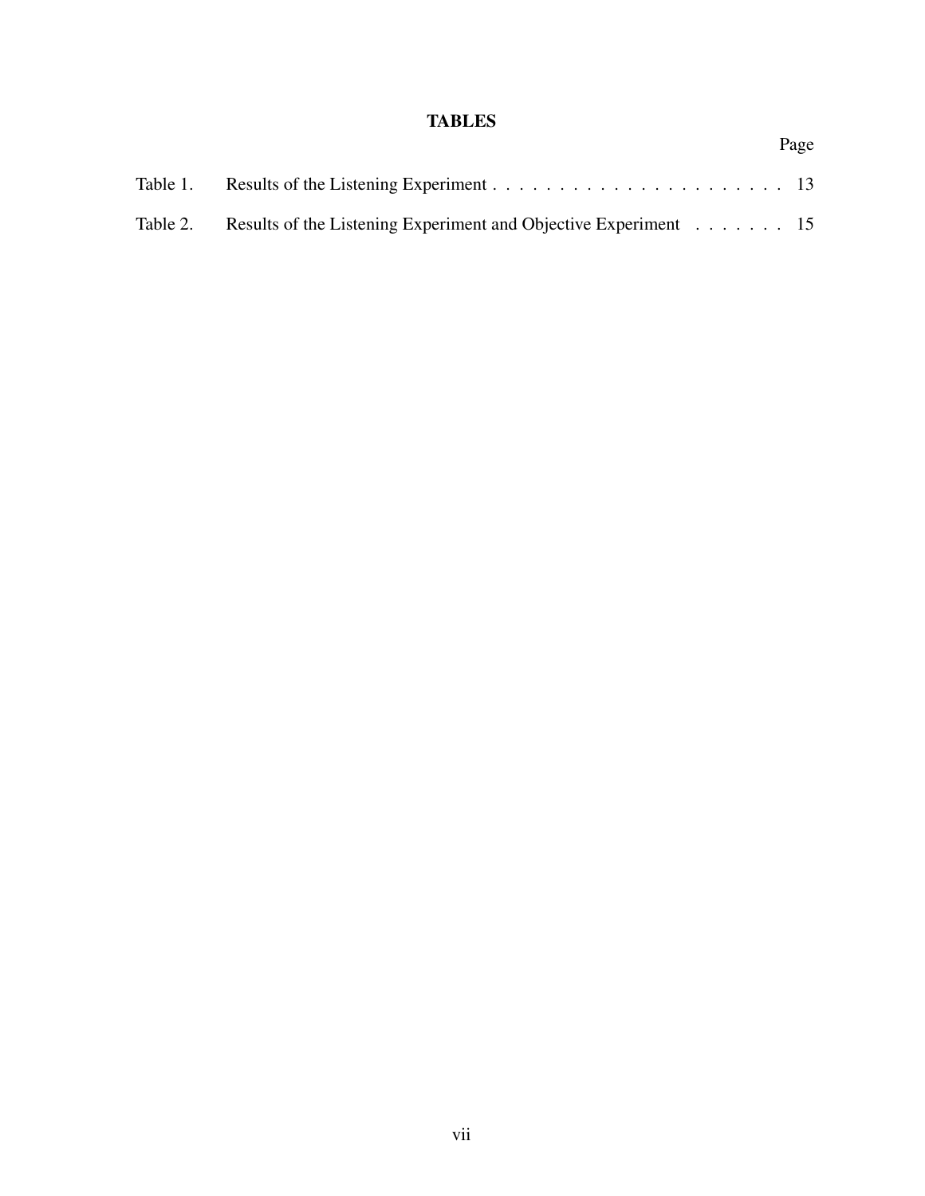# TABLES

| | | Page |
|---|---|---|
| Table 1. | Results of the Listening Experiment | 13 |
| Table 2. | Results of the Listening Experiment and Objective Experiment | 15 |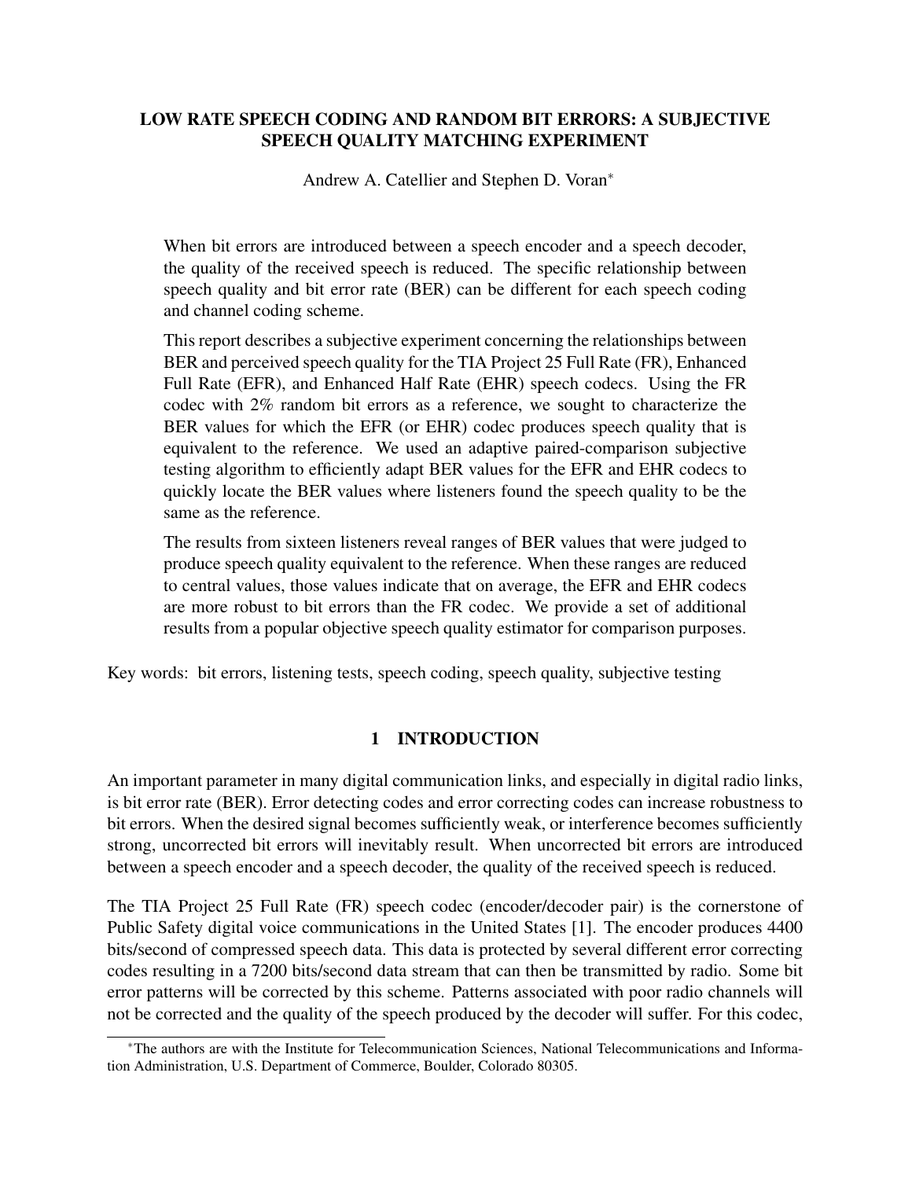# LOW RATE SPEECH CODING AND RANDOM BIT ERRORS: A SUBJECTIVE SPEECH QUALITY MATCHING EXPERIMENT

Andrew A. Catellier and Stephen D. Voran*

When bit errors are introduced between a speech encoder and a speech decoder, the quality of the received speech is reduced. The specific relationship between speech quality and bit error rate (BER) can be different for each speech coding and channel coding scheme.

This report describes a subjective experiment concerning the relationships between BER and perceived speech quality for the TIA Project 25 Full Rate (FR), Enhanced Full Rate (EFR), and Enhanced Half Rate (EHR) speech codecs. Using the FR codec with 2% random bit errors as a reference, we sought to characterize the BER values for which the EFR (or EHR) codec produces speech quality that is equivalent to the reference. We used an adaptive paired-comparison subjective testing algorithm to efficiently adapt BER values for the EFR and EHR codecs to quickly locate the BER values where listeners found the speech quality to be the same as the reference.

The results from sixteen listeners reveal ranges of BER values that were judged to produce speech quality equivalent to the reference. When these ranges are reduced to central values, those values indicate that on average, the EFR and EHR codecs are more robust to bit errors than the FR codec. We provide a set of additional results from a popular objective speech quality estimator for comparison purposes.

Key words: bit errors, listening tests, speech coding, speech quality, subjective testing

## 1 INTRODUCTION

An important parameter in many digital communication links, and especially in digital radio links, is bit error rate (BER). Error detecting codes and error correcting codes can increase robustness to bit errors. When the desired signal becomes sufficiently weak, or interference becomes sufficiently strong, uncorrected bit errors will inevitably result. When uncorrected bit errors are introduced between a speech encoder and a speech decoder, the quality of the received speech is reduced.

The TIA Project 25 Full Rate (FR) speech codec (encoder/decoder pair) is the cornerstone of Public Safety digital voice communications in the United States [1]. The encoder produces 4400 bits/second of compressed speech data. This data is protected by several different error correcting codes resulting in a 7200 bits/second data stream that can then be transmitted by radio. Some bit error patterns will be corrected by this scheme. Patterns associated with poor radio channels will not be corrected and the quality of the speech produced by the decoder will suffer. For this codec,

*The authors are with the Institute for Telecommunication Sciences, National Telecommunications and Information Administration, U.S. Department of Commerce, Boulder, Colorado 80305.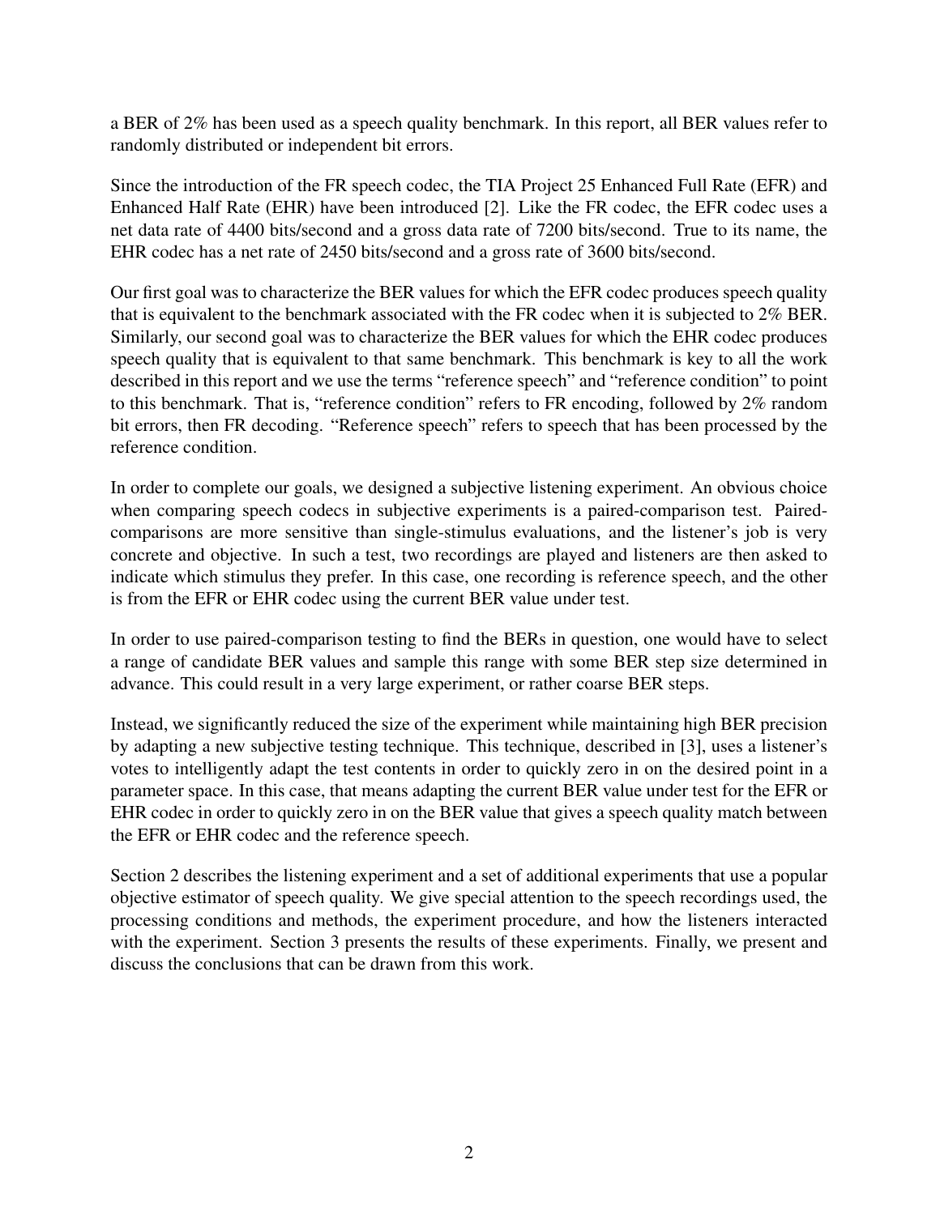a BER of 2% has been used as a speech quality benchmark. In this report, all BER values refer to randomly distributed or independent bit errors.

Since the introduction of the FR speech codec, the TIA Project 25 Enhanced Full Rate (EFR) and Enhanced Half Rate (EHR) have been introduced [2]. Like the FR codec, the EFR codec uses a net data rate of 4400 bits/second and a gross data rate of 7200 bits/second. True to its name, the EHR codec has a net rate of 2450 bits/second and a gross rate of 3600 bits/second.

Our first goal was to characterize the BER values for which the EFR codec produces speech quality that is equivalent to the benchmark associated with the FR codec when it is subjected to 2% BER. Similarly, our second goal was to characterize the BER values for which the EHR codec produces speech quality that is equivalent to that same benchmark. This benchmark is key to all the work described in this report and we use the terms "reference speech" and "reference condition" to point to this benchmark. That is, "reference condition" refers to FR encoding, followed by 2% random bit errors, then FR decoding. "Reference speech" refers to speech that has been processed by the reference condition.

In order to complete our goals, we designed a subjective listening experiment. An obvious choice when comparing speech codecs in subjective experiments is a paired-comparison test. Paired-comparisons are more sensitive than single-stimulus evaluations, and the listener's job is very concrete and objective. In such a test, two recordings are played and listeners are then asked to indicate which stimulus they prefer. In this case, one recording is reference speech, and the other is from the EFR or EHR codec using the current BER value under test.

In order to use paired-comparison testing to find the BERs in question, one would have to select a range of candidate BER values and sample this range with some BER step size determined in advance. This could result in a very large experiment, or rather coarse BER steps.

Instead, we significantly reduced the size of the experiment while maintaining high BER precision by adapting a new subjective testing technique. This technique, described in [3], uses a listener's votes to intelligently adapt the test contents in order to quickly zero in on the desired point in a parameter space. In this case, that means adapting the current BER value under test for the EFR or EHR codec in order to quickly zero in on the BER value that gives a speech quality match between the EFR or EHR codec and the reference speech.

Section 2 describes the listening experiment and a set of additional experiments that use a popular objective estimator of speech quality. We give special attention to the speech recordings used, the processing conditions and methods, the experiment procedure, and how the listeners interacted with the experiment. Section 3 presents the results of these experiments. Finally, we present and discuss the conclusions that can be drawn from this work.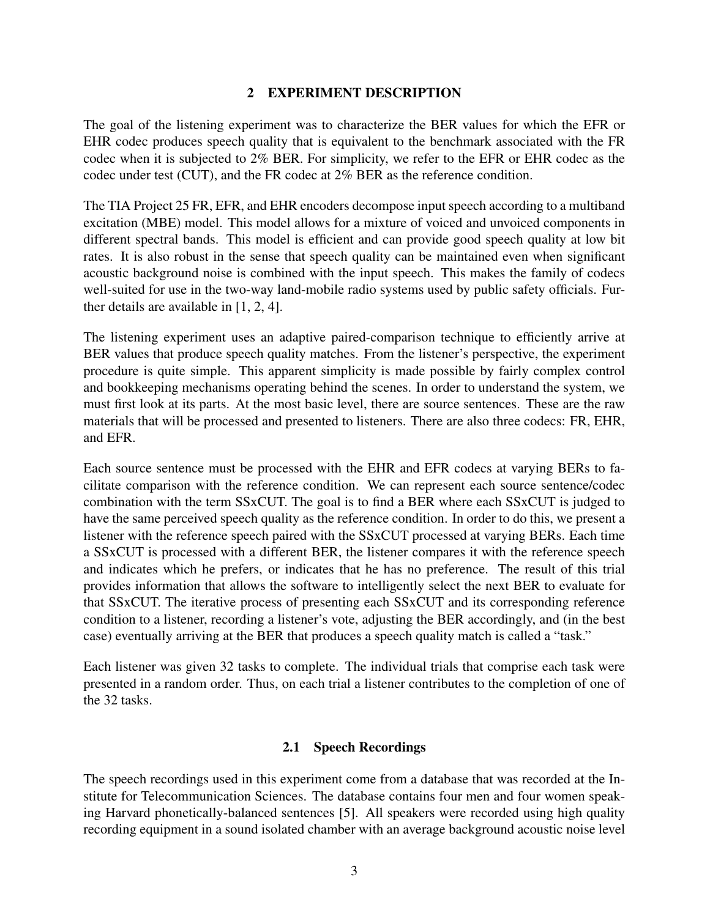## 2 EXPERIMENT DESCRIPTION

The goal of the listening experiment was to characterize the BER values for which the EFR or EHR codec produces speech quality that is equivalent to the benchmark associated with the FR codec when it is subjected to 2% BER. For simplicity, we refer to the EFR or EHR codec as the codec under test (CUT), and the FR codec at 2% BER as the reference condition.

The TIA Project 25 FR, EFR, and EHR encoders decompose input speech according to a multiband excitation (MBE) model. This model allows for a mixture of voiced and unvoiced components in different spectral bands. This model is efficient and can provide good speech quality at low bit rates. It is also robust in the sense that speech quality can be maintained even when significant acoustic background noise is combined with the input speech. This makes the family of codecs well-suited for use in the two-way land-mobile radio systems used by public safety officials. Further details are available in [1, 2, 4].

The listening experiment uses an adaptive paired-comparison technique to efficiently arrive at BER values that produce speech quality matches. From the listener's perspective, the experiment procedure is quite simple. This apparent simplicity is made possible by fairly complex control and bookkeeping mechanisms operating behind the scenes. In order to understand the system, we must first look at its parts. At the most basic level, there are source sentences. These are the raw materials that will be processed and presented to listeners. There are also three codecs: FR, EHR, and EFR.

Each source sentence must be processed with the EHR and EFR codecs at varying BERs to facilitate comparison with the reference condition. We can represent each source sentence/codec combination with the term SSxCUT. The goal is to find a BER where each SSxCUT is judged to have the same perceived speech quality as the reference condition. In order to do this, we present a listener with the reference speech paired with the SSxCUT processed at varying BERs. Each time a SSxCUT is processed with a different BER, the listener compares it with the reference speech and indicates which he prefers, or indicates that he has no preference. The result of this trial provides information that allows the software to intelligently select the next BER to evaluate for that SSxCUT. The iterative process of presenting each SSxCUT and its corresponding reference condition to a listener, recording a listener's vote, adjusting the BER accordingly, and (in the best case) eventually arriving at the BER that produces a speech quality match is called a "task."

Each listener was given 32 tasks to complete. The individual trials that comprise each task were presented in a random order. Thus, on each trial a listener contributes to the completion of one of the 32 tasks.

### 2.1 Speech Recordings

The speech recordings used in this experiment come from a database that was recorded at the Institute for Telecommunication Sciences. The database contains four men and four women speaking Harvard phonetically-balanced sentences [5]. All speakers were recorded using high quality recording equipment in a sound isolated chamber with an average background acoustic noise level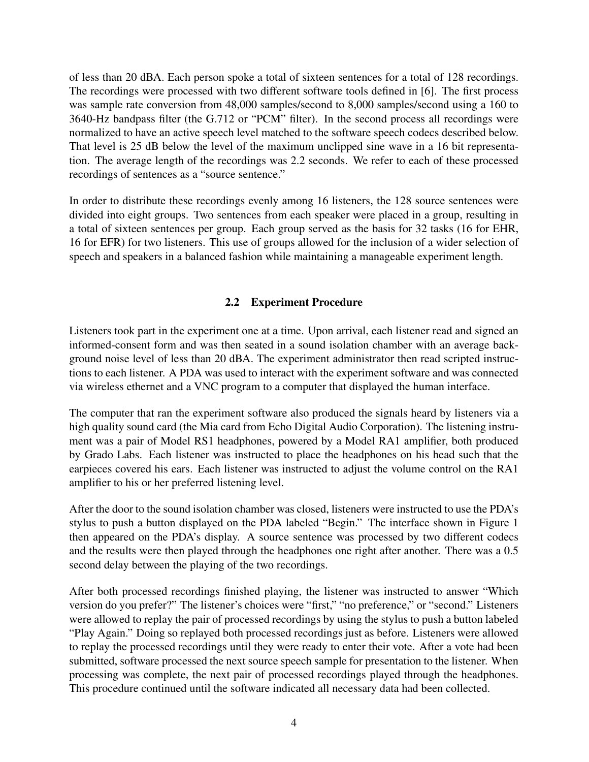of less than 20 dBA. Each person spoke a total of sixteen sentences for a total of 128 recordings. The recordings were processed with two different software tools defined in [6]. The first process was sample rate conversion from 48,000 samples/second to 8,000 samples/second using a 160 to 3640-Hz bandpass filter (the G.712 or "PCM" filter). In the second process all recordings were normalized to have an active speech level matched to the software speech codecs described below. That level is 25 dB below the level of the maximum unclipped sine wave in a 16 bit representation. The average length of the recordings was 2.2 seconds. We refer to each of these processed recordings of sentences as a "source sentence."

In order to distribute these recordings evenly among 16 listeners, the 128 source sentences were divided into eight groups. Two sentences from each speaker were placed in a group, resulting in a total of sixteen sentences per group. Each group served as the basis for 32 tasks (16 for EHR, 16 for EFR) for two listeners. This use of groups allowed for the inclusion of a wider selection of speech and speakers in a balanced fashion while maintaining a manageable experiment length.

### 2.2 Experiment Procedure

Listeners took part in the experiment one at a time. Upon arrival, each listener read and signed an informed-consent form and was then seated in a sound isolation chamber with an average background noise level of less than 20 dBA. The experiment administrator then read scripted instructions to each listener. A PDA was used to interact with the experiment software and was connected via wireless ethernet and a VNC program to a computer that displayed the human interface.

The computer that ran the experiment software also produced the signals heard by listeners via a high quality sound card (the Mia card from Echo Digital Audio Corporation). The listening instrument was a pair of Model RS1 headphones, powered by a Model RA1 amplifier, both produced by Grado Labs. Each listener was instructed to place the headphones on his head such that the earpieces covered his ears. Each listener was instructed to adjust the volume control on the RA1 amplifier to his or her preferred listening level.

After the door to the sound isolation chamber was closed, listeners were instructed to use the PDA's stylus to push a button displayed on the PDA labeled "Begin." The interface shown in Figure 1 then appeared on the PDA's display. A source sentence was processed by two different codecs and the results were then played through the headphones one right after another. There was a 0.5 second delay between the playing of the two recordings.

After both processed recordings finished playing, the listener was instructed to answer "Which version do you prefer?" The listener's choices were "first," "no preference," or "second." Listeners were allowed to replay the pair of processed recordings by using the stylus to push a button labeled "Play Again." Doing so replayed both processed recordings just as before. Listeners were allowed to replay the processed recordings until they were ready to enter their vote. After a vote had been submitted, software processed the next source speech sample for presentation to the listener. When processing was complete, the next pair of processed recordings played through the headphones. This procedure continued until the software indicated all necessary data had been collected.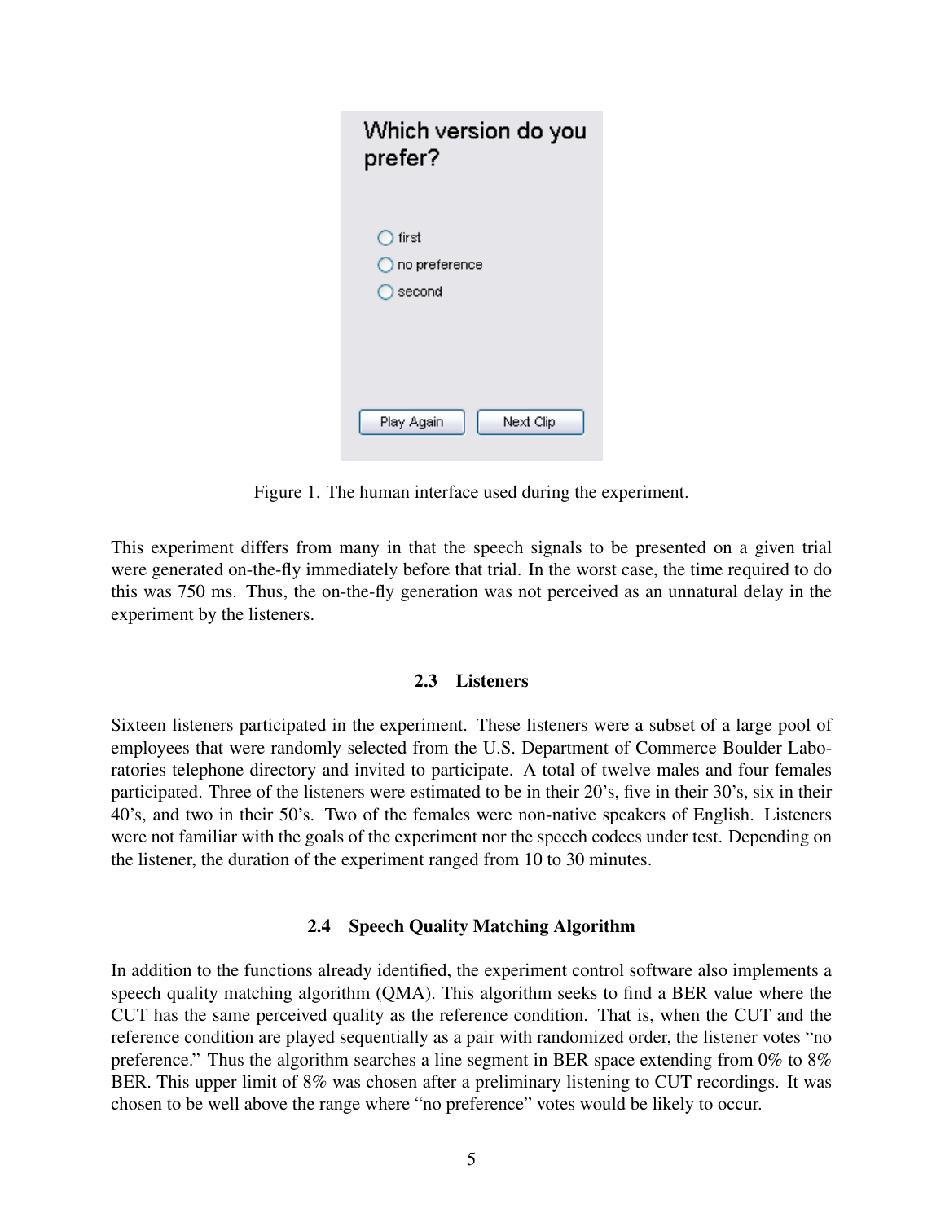Which version do you prefer?

- first
- no preference
- second

Play Again | Next Clip

Figure 1. The human interface used during the experiment.

This experiment differs from many in that the speech signals to be presented on a given trial were generated on-the-fly immediately before that trial. In the worst case, the time required to do this was 750 ms. Thus, the on-the-fly generation was not perceived as an unnatural delay in the experiment by the listeners.

### 2.3 Listeners

Sixteen listeners participated in the experiment. These listeners were a subset of a large pool of employees that were randomly selected from the U.S. Department of Commerce Boulder Laboratories telephone directory and invited to participate. A total of twelve males and four females participated. Three of the listeners were estimated to be in their 20's, five in their 30's, six in their 40's, and two in their 50's. Two of the females were non-native speakers of English. Listeners were not familiar with the goals of the experiment nor the speech codecs under test. Depending on the listener, the duration of the experiment ranged from 10 to 30 minutes.

### 2.4 Speech Quality Matching Algorithm

In addition to the functions already identified, the experiment control software also implements a speech quality matching algorithm (QMA). This algorithm seeks to find a BER value where the CUT has the same perceived quality as the reference condition. That is, when the CUT and the reference condition are played sequentially as a pair with randomized order, the listener votes "no preference." Thus the algorithm searches a line segment in BER space extending from 0% to 8% BER. This upper limit of 8% was chosen after a preliminary listening to CUT recordings. It was chosen to be well above the range where "no preference" votes would be likely to occur.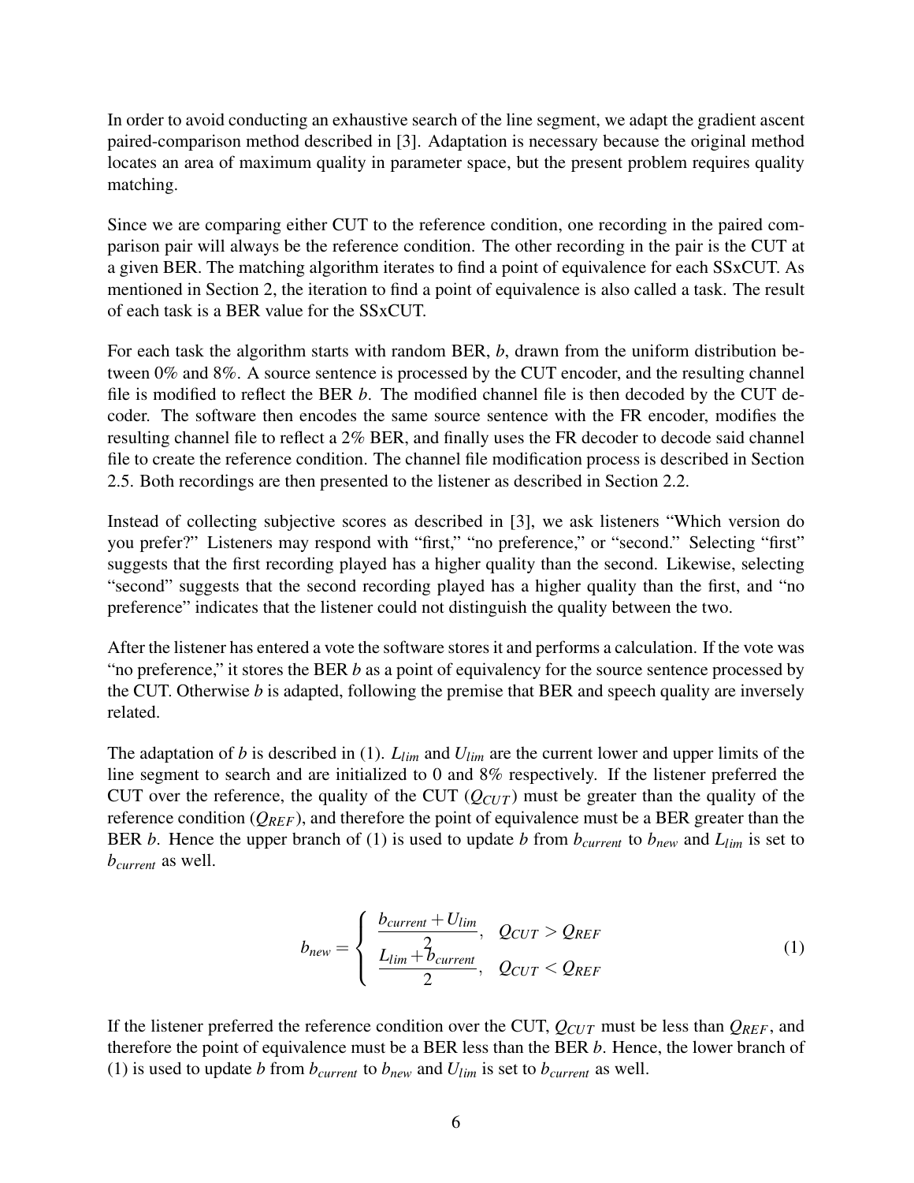In order to avoid conducting an exhaustive search of the line segment, we adapt the gradient ascent paired-comparison method described in [3]. Adaptation is necessary because the original method locates an area of maximum quality in parameter space, but the present problem requires quality matching.

Since we are comparing either CUT to the reference condition, one recording in the paired comparison pair will always be the reference condition. The other recording in the pair is the CUT at a given BER. The matching algorithm iterates to find a point of equivalence for each SSxCUT. As mentioned in Section 2, the iteration to find a point of equivalence is also called a task. The result of each task is a BER value for the SSxCUT.

For each task the algorithm starts with random BER, $b$, drawn from the uniform distribution between 0% and 8%. A source sentence is processed by the CUT encoder, and the resulting channel file is modified to reflect the BER $b$. The modified channel file is then decoded by the CUT decoder. The software then encodes the same source sentence with the FR encoder, modifies the resulting channel file to reflect a 2% BER, and finally uses the FR decoder to decode said channel file to create the reference condition. The channel file modification process is described in Section 2.5. Both recordings are then presented to the listener as described in Section 2.2.

Instead of collecting subjective scores as described in [3], we ask listeners "Which version do you prefer?" Listeners may respond with "first," "no preference," or "second." Selecting "first" suggests that the first recording played has a higher quality than the second. Likewise, selecting "second" suggests that the second recording played has a higher quality than the first, and "no preference" indicates that the listener could not distinguish the quality between the two.

After the listener has entered a vote the software stores it and performs a calculation. If the vote was "no preference," it stores the BER $b$ as a point of equivalency for the source sentence processed by the CUT. Otherwise $b$ is adapted, following the premise that BER and speech quality are inversely related.

The adaptation of $b$ is described in (1). $L_{lim}$ and $U_{lim}$ are the current lower and upper limits of the line segment to search and are initialized to 0 and 8% respectively. If the listener preferred the CUT over the reference, the quality of the CUT ($Q_{CUT}$) must be greater than the quality of the reference condition ($Q_{REF}$), and therefore the point of equivalence must be a BER greater than the BER $b$. Hence the upper branch of (1) is used to update $b$ from $b_{current}$ to $b_{new}$ and $L_{lim}$ is set to $b_{current}$ as well.

$$b_{new} = \begin{cases} \dfrac{b_{current} + U_{lim}}{2}, & Q_{CUT} > Q_{REF} \\ \dfrac{L_{lim} + b_{current}}{2}, & Q_{CUT} < Q_{REF} \end{cases} \tag{1}$$

If the listener preferred the reference condition over the CUT, $Q_{CUT}$ must be less than $Q_{REF}$, and therefore the point of equivalence must be a BER less than the BER $b$. Hence, the lower branch of (1) is used to update $b$ from $b_{current}$ to $b_{new}$ and $U_{lim}$ is set to $b_{current}$ as well.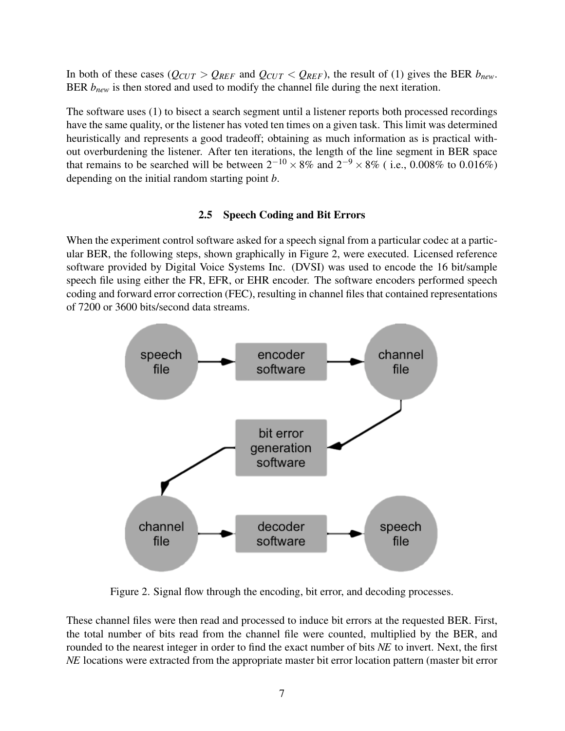In both of these cases ($Q_{CUT} > Q_{REF}$ and $Q_{CUT} < Q_{REF}$), the result of (1) gives the BER $b_{new}$. BER $b_{new}$ is then stored and used to modify the channel file during the next iteration.

The software uses (1) to bisect a search segment until a listener reports both processed recordings have the same quality, or the listener has voted ten times on a given task. This limit was determined heuristically and represents a good tradeoff; obtaining as much information as is practical without overburdening the listener. After ten iterations, the length of the line segment in BER space that remains to be searched will be between $2^{-10} \times 8\%$ and $2^{-9} \times 8\%$ ( i.e., 0.008% to 0.016%) depending on the initial random starting point $b$.

### 2.5 Speech Coding and Bit Errors

When the experiment control software asked for a speech signal from a particular codec at a particular BER, the following steps, shown graphically in Figure 2, were executed. Licensed reference software provided by Digital Voice Systems Inc. (DVSI) was used to encode the 16 bit/sample speech file using either the FR, EFR, or EHR encoder. The software encoders performed speech coding and forward error correction (FEC), resulting in channel files that contained representations of 7200 or 3600 bits/second data streams.

Figure 2. Signal flow through the encoding, bit error, and decoding processes.

These channel files were then read and processed to induce bit errors at the requested BER. First, the total number of bits read from the channel file were counted, multiplied by the BER, and rounded to the nearest integer in order to find the exact number of bits *NE* to invert. Next, the first *NE* locations were extracted from the appropriate master bit error location pattern (master bit error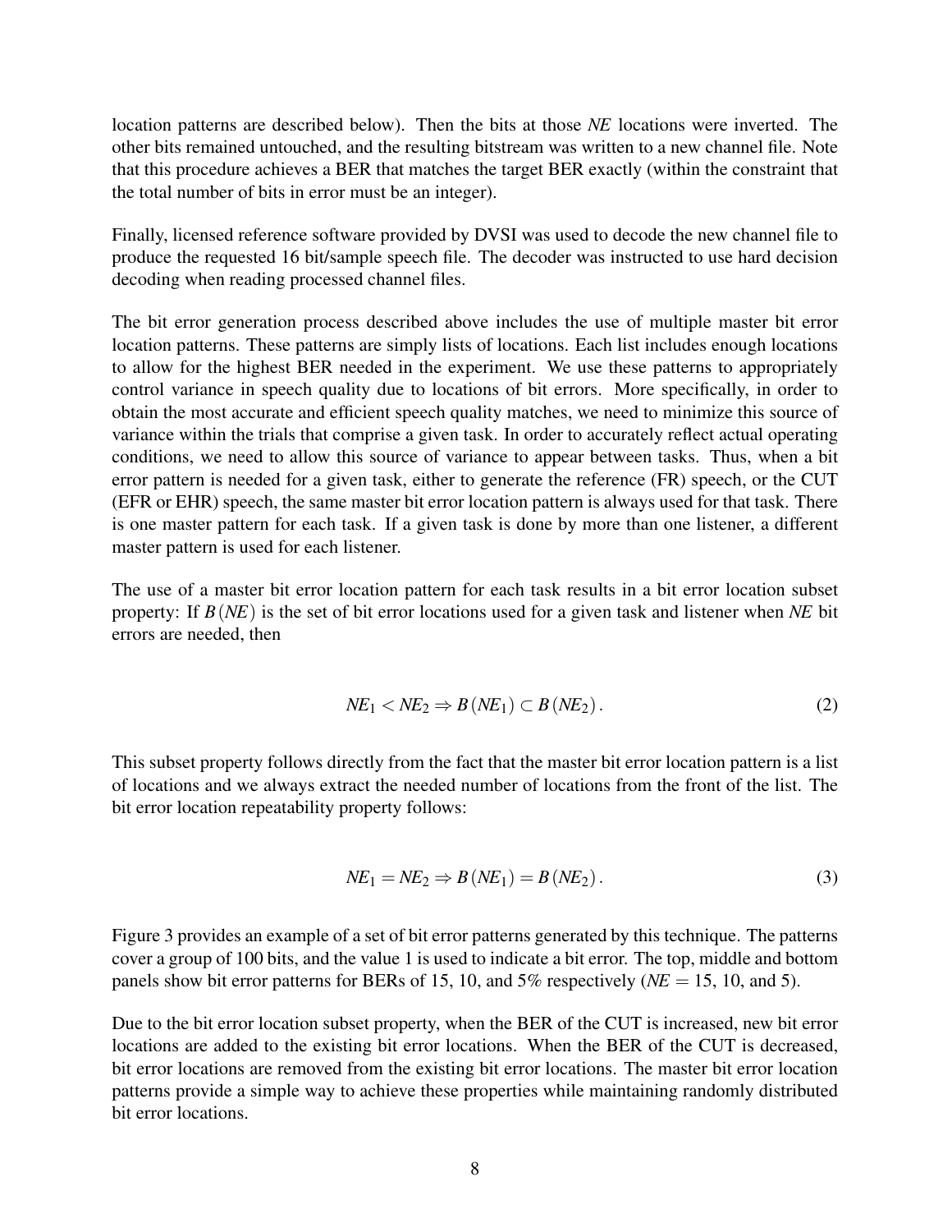location patterns are described below). Then the bits at those *NE* locations were inverted. The other bits remained untouched, and the resulting bitstream was written to a new channel file. Note that this procedure achieves a BER that matches the target BER exactly (within the constraint that the total number of bits in error must be an integer).

Finally, licensed reference software provided by DVSI was used to decode the new channel file to produce the requested 16 bit/sample speech file. The decoder was instructed to use hard decision decoding when reading processed channel files.

The bit error generation process described above includes the use of multiple master bit error location patterns. These patterns are simply lists of locations. Each list includes enough locations to allow for the highest BER needed in the experiment. We use these patterns to appropriately control variance in speech quality due to locations of bit errors. More specifically, in order to obtain the most accurate and efficient speech quality matches, we need to minimize this source of variance within the trials that comprise a given task. In order to accurately reflect actual operating conditions, we need to allow this source of variance to appear between tasks. Thus, when a bit error pattern is needed for a given task, either to generate the reference (FR) speech, or the CUT (EFR or EHR) speech, the same master bit error location pattern is always used for that task. There is one master pattern for each task. If a given task is done by more than one listener, a different master pattern is used for each listener.

The use of a master bit error location pattern for each task results in a bit error location subset property: If $B(NE)$ is the set of bit error locations used for a given task and listener when *NE* bit errors are needed, then

$$NE_1 < NE_2 \Rightarrow B(NE_1) \subset B(NE_2). \tag{2}$$

This subset property follows directly from the fact that the master bit error location pattern is a list of locations and we always extract the needed number of locations from the front of the list. The bit error location repeatability property follows:

$$NE_1 = NE_2 \Rightarrow B(NE_1) = B(NE_2). \tag{3}$$

Figure 3 provides an example of a set of bit error patterns generated by this technique. The patterns cover a group of 100 bits, and the value 1 is used to indicate a bit error. The top, middle and bottom panels show bit error patterns for BERs of 15, 10, and 5% respectively ($NE = 15$, 10, and 5).

Due to the bit error location subset property, when the BER of the CUT is increased, new bit error locations are added to the existing bit error locations. When the BER of the CUT is decreased, bit error locations are removed from the existing bit error locations. The master bit error location patterns provide a simple way to achieve these properties while maintaining randomly distributed bit error locations.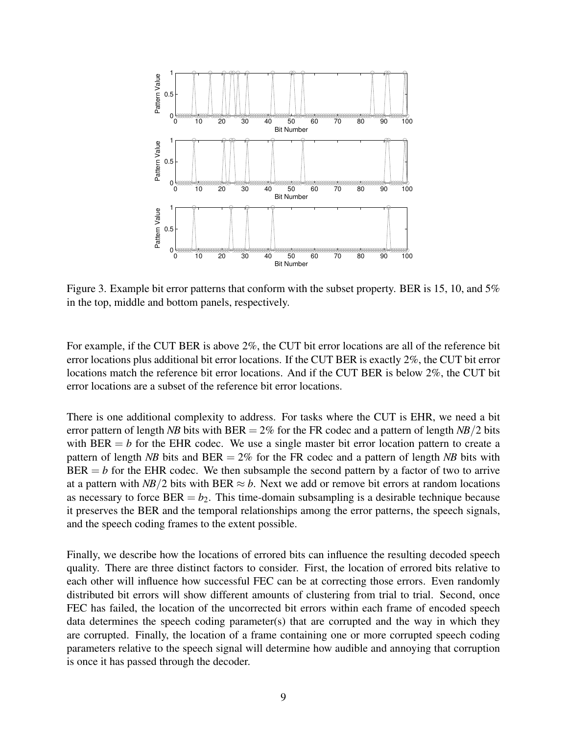Figure 3. Example bit error patterns that conform with the subset property. BER is 15, 10, and 5% in the top, middle and bottom panels, respectively.

For example, if the CUT BER is above 2%, the CUT bit error locations are all of the reference bit error locations plus additional bit error locations. If the CUT BER is exactly 2%, the CUT bit error locations match the reference bit error locations. And if the CUT BER is below 2%, the CUT bit error locations are a subset of the reference bit error locations.

There is one additional complexity to address. For tasks where the CUT is EHR, we need a bit error pattern of length $NB$ bits with BER $= 2\%$ for the FR codec and a pattern of length $NB/2$ bits with BER $= b$ for the EHR codec. We use a single master bit error location pattern to create a pattern of length $NB$ bits and BER $= 2\%$ for the FR codec and a pattern of length $NB$ bits with BER $= b$ for the EHR codec. We then subsample the second pattern by a factor of two to arrive at a pattern with $NB/2$ bits with BER $\approx b$. Next we add or remove bit errors at random locations as necessary to force BER $= b_2$. This time-domain subsampling is a desirable technique because it preserves the BER and the temporal relationships among the error patterns, the speech signals, and the speech coding frames to the extent possible.

Finally, we describe how the locations of errored bits can influence the resulting decoded speech quality. There are three distinct factors to consider. First, the location of errored bits relative to each other will influence how successful FEC can be at correcting those errors. Even randomly distributed bit errors will show different amounts of clustering from trial to trial. Second, once FEC has failed, the location of the uncorrected bit errors within each frame of encoded speech data determines the speech coding parameter(s) that are corrupted and the way in which they are corrupted. Finally, the location of a frame containing one or more corrupted speech coding parameters relative to the speech signal will determine how audible and annoying that corruption is once it has passed through the decoder.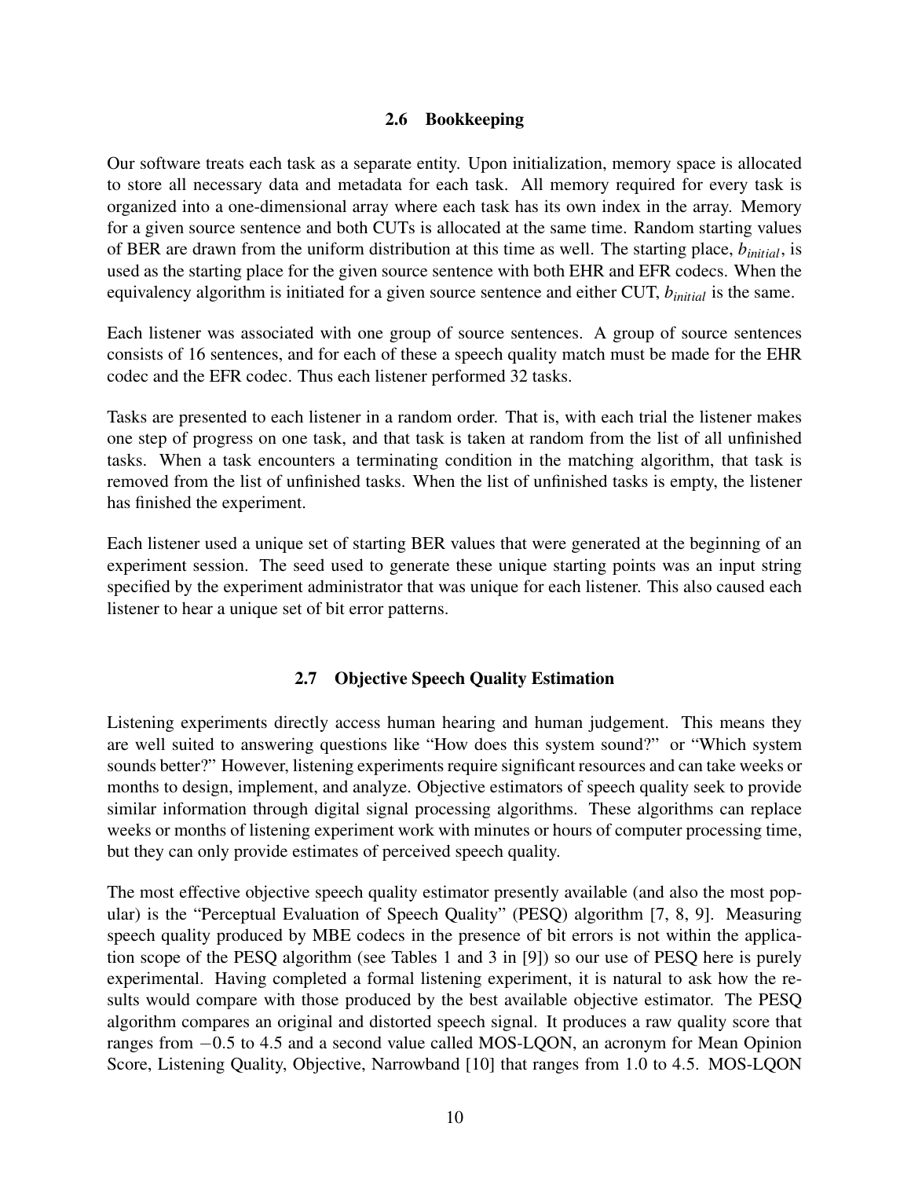### 2.6 Bookkeeping

Our software treats each task as a separate entity. Upon initialization, memory space is allocated to store all necessary data and metadata for each task. All memory required for every task is organized into a one-dimensional array where each task has its own index in the array. Memory for a given source sentence and both CUTs is allocated at the same time. Random starting values of BER are drawn from the uniform distribution at this time as well. The starting place, $b_{initial}$, is used as the starting place for the given source sentence with both EHR and EFR codecs. When the equivalency algorithm is initiated for a given source sentence and either CUT, $b_{initial}$ is the same.

Each listener was associated with one group of source sentences. A group of source sentences consists of 16 sentences, and for each of these a speech quality match must be made for the EHR codec and the EFR codec. Thus each listener performed 32 tasks.

Tasks are presented to each listener in a random order. That is, with each trial the listener makes one step of progress on one task, and that task is taken at random from the list of all unfinished tasks. When a task encounters a terminating condition in the matching algorithm, that task is removed from the list of unfinished tasks. When the list of unfinished tasks is empty, the listener has finished the experiment.

Each listener used a unique set of starting BER values that were generated at the beginning of an experiment session. The seed used to generate these unique starting points was an input string specified by the experiment administrator that was unique for each listener. This also caused each listener to hear a unique set of bit error patterns.

### 2.7 Objective Speech Quality Estimation

Listening experiments directly access human hearing and human judgement. This means they are well suited to answering questions like "How does this system sound?" or "Which system sounds better?" However, listening experiments require significant resources and can take weeks or months to design, implement, and analyze. Objective estimators of speech quality seek to provide similar information through digital signal processing algorithms. These algorithms can replace weeks or months of listening experiment work with minutes or hours of computer processing time, but they can only provide estimates of perceived speech quality.

The most effective objective speech quality estimator presently available (and also the most popular) is the "Perceptual Evaluation of Speech Quality" (PESQ) algorithm [7, 8, 9]. Measuring speech quality produced by MBE codecs in the presence of bit errors is not within the application scope of the PESQ algorithm (see Tables 1 and 3 in [9]) so our use of PESQ here is purely experimental. Having completed a formal listening experiment, it is natural to ask how the results would compare with those produced by the best available objective estimator. The PESQ algorithm compares an original and distorted speech signal. It produces a raw quality score that ranges from $-0.5$ to 4.5 and a second value called MOS-LQON, an acronym for Mean Opinion Score, Listening Quality, Objective, Narrowband [10] that ranges from 1.0 to 4.5. MOS-LQON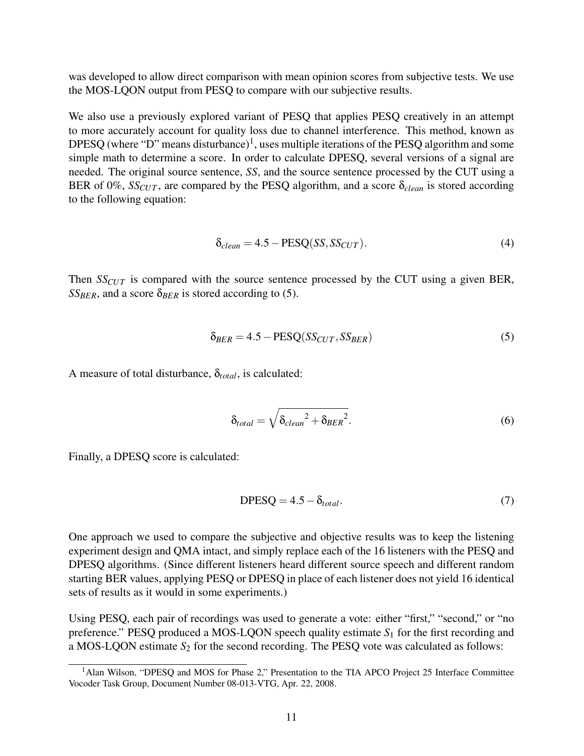was developed to allow direct comparison with mean opinion scores from subjective tests. We use the MOS-LQON output from PESQ to compare with our subjective results.

We also use a previously explored variant of PESQ that applies PESQ creatively in an attempt to more accurately account for quality loss due to channel interference. This method, known as DPESQ (where "D" means disturbance)[1], uses multiple iterations of the PESQ algorithm and some simple math to determine a score. In order to calculate DPESQ, several versions of a signal are needed. The original source sentence, *SS*, and the source sentence processed by the CUT using a BER of 0%, $SS_{CUT}$, are compared by the PESQ algorithm, and a score $\delta_{clean}$ is stored according to the following equation:

$$\delta_{clean} = 4.5 - \text{PESQ}(SS, SS_{CUT}). \tag{4}$$

Then $SS_{CUT}$ is compared with the source sentence processed by the CUT using a given BER, $SS_{BER}$, and a score $\delta_{BER}$ is stored according to (5).

$$\delta_{BER} = 4.5 - \text{PESQ}(SS_{CUT}, SS_{BER}) \tag{5}$$

A measure of total disturbance, $\delta_{total}$, is calculated:

$$\delta_{total} = \sqrt{{\delta_{clean}}^2 + {\delta_{BER}}^2}. \tag{6}$$

Finally, a DPESQ score is calculated:

$$\text{DPESQ} = 4.5 - \delta_{total}. \tag{7}$$

One approach we used to compare the subjective and objective results was to keep the listening experiment design and QMA intact, and simply replace each of the 16 listeners with the PESQ and DPESQ algorithms. (Since different listeners heard different source speech and different random starting BER values, applying PESQ or DPESQ in place of each listener does not yield 16 identical sets of results as it would in some experiments.)

Using PESQ, each pair of recordings was used to generate a vote: either "first," "second," or "no preference." PESQ produced a MOS-LQON speech quality estimate $S_1$ for the first recording and a MOS-LQON estimate $S_2$ for the second recording. The PESQ vote was calculated as follows:

[1] Alan Wilson, "DPESQ and MOS for Phase 2," Presentation to the TIA APCO Project 25 Interface Committee Vocoder Task Group, Document Number 08-013-VTG, Apr. 22, 2008.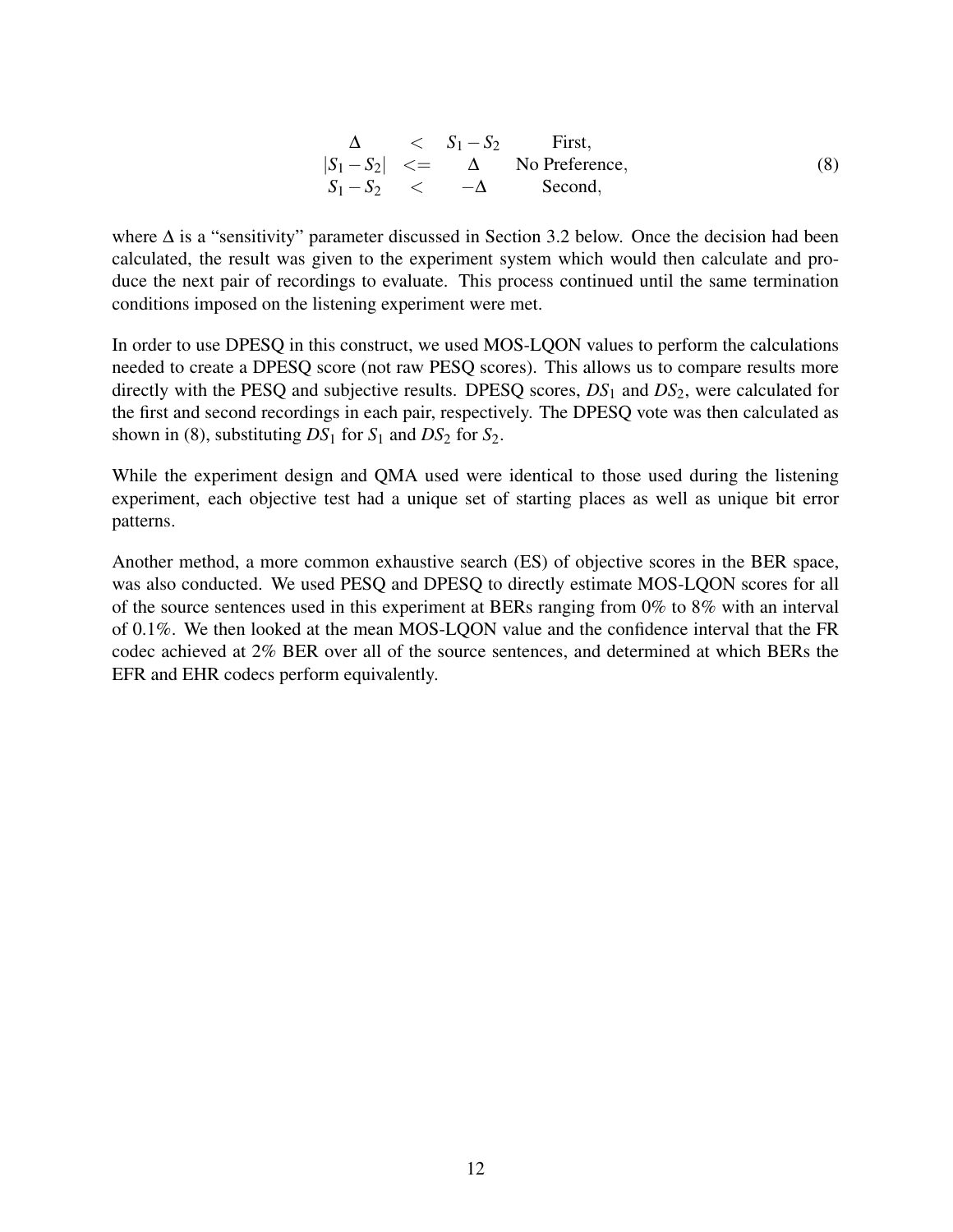$$
\begin{array}{cccc}
\Delta & < & S_1 - S_2 & \text{First}, \\
|S_1 - S_2| & <= & \Delta & \text{No Preference}, \\
S_1 - S_2 & < & -\Delta & \text{Second},
\end{array}
\tag{8}
$$

where $\Delta$ is a "sensitivity" parameter discussed in Section 3.2 below. Once the decision had been calculated, the result was given to the experiment system which would then calculate and produce the next pair of recordings to evaluate. This process continued until the same termination conditions imposed on the listening experiment were met.

In order to use DPESQ in this construct, we used MOS-LQON values to perform the calculations needed to create a DPESQ score (not raw PESQ scores). This allows us to compare results more directly with the PESQ and subjective results. DPESQ scores, $DS_1$ and $DS_2$, were calculated for the first and second recordings in each pair, respectively. The DPESQ vote was then calculated as shown in (8), substituting $DS_1$ for $S_1$ and $DS_2$ for $S_2$.

While the experiment design and QMA used were identical to those used during the listening experiment, each objective test had a unique set of starting places as well as unique bit error patterns.

Another method, a more common exhaustive search (ES) of objective scores in the BER space, was also conducted. We used PESQ and DPESQ to directly estimate MOS-LQON scores for all of the source sentences used in this experiment at BERs ranging from 0% to 8% with an interval of 0.1%. We then looked at the mean MOS-LQON value and the confidence interval that the FR codec achieved at 2% BER over all of the source sentences, and determined at which BERs the EFR and EHR codecs perform equivalently.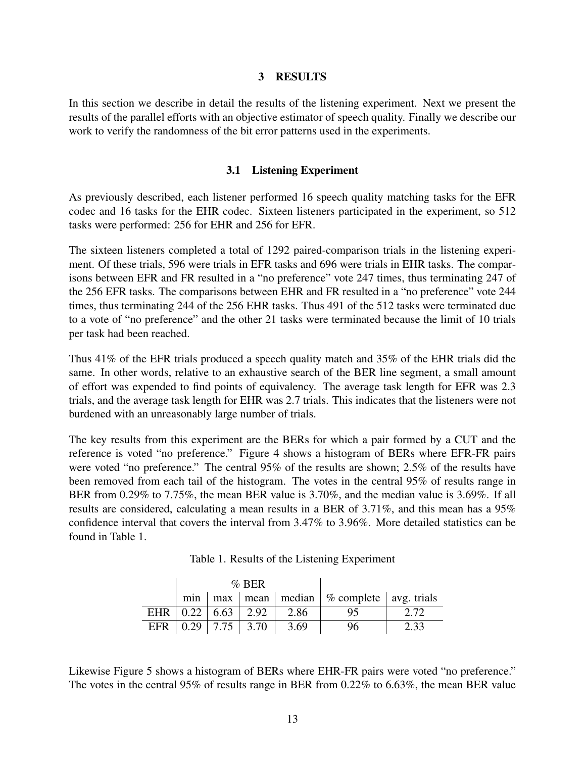## 3 RESULTS

In this section we describe in detail the results of the listening experiment. Next we present the results of the parallel efforts with an objective estimator of speech quality. Finally we describe our work to verify the randomness of the bit error patterns used in the experiments.

### 3.1 Listening Experiment

As previously described, each listener performed 16 speech quality matching tasks for the EFR codec and 16 tasks for the EHR codec. Sixteen listeners participated in the experiment, so 512 tasks were performed: 256 for EHR and 256 for EFR.

The sixteen listeners completed a total of 1292 paired-comparison trials in the listening experiment. Of these trials, 596 were trials in EFR tasks and 696 were trials in EHR tasks. The comparisons between EFR and FR resulted in a "no preference" vote 247 times, thus terminating 247 of the 256 EFR tasks. The comparisons between EHR and FR resulted in a "no preference" vote 244 times, thus terminating 244 of the 256 EHR tasks. Thus 491 of the 512 tasks were terminated due to a vote of "no preference" and the other 21 tasks were terminated because the limit of 10 trials per task had been reached.

Thus 41% of the EFR trials produced a speech quality match and 35% of the EHR trials did the same. In other words, relative to an exhaustive search of the BER line segment, a small amount of effort was expended to find points of equivalency. The average task length for EFR was 2.3 trials, and the average task length for EHR was 2.7 trials. This indicates that the listeners were not burdened with an unreasonably large number of trials.

The key results from this experiment are the BERs for which a pair formed by a CUT and the reference is voted "no preference." Figure 4 shows a histogram of BERs where EFR-FR pairs were voted "no preference." The central 95% of the results are shown; 2.5% of the results have been removed from each tail of the histogram. The votes in the central 95% of results range in BER from 0.29% to 7.75%, the mean BER value is 3.70%, and the median value is 3.69%. If all results are considered, calculating a mean results in a BER of 3.71%, and this mean has a 95% confidence interval that covers the interval from 3.47% to 3.96%. More detailed statistics can be found in Table 1.

Table 1. Results of the Listening Experiment

| | % BER | | | | | |
|---|---|---|---|---|---|---|
| | min | max | mean | median | % complete | avg. trials |
| EHR | 0.22 | 6.63 | 2.92 | 2.86 | 95 | 2.72 |
| EFR | 0.29 | 7.75 | 3.70 | 3.69 | 96 | 2.33 |

Likewise Figure 5 shows a histogram of BERs where EHR-FR pairs were voted "no preference." The votes in the central 95% of results range in BER from 0.22% to 6.63%, the mean BER value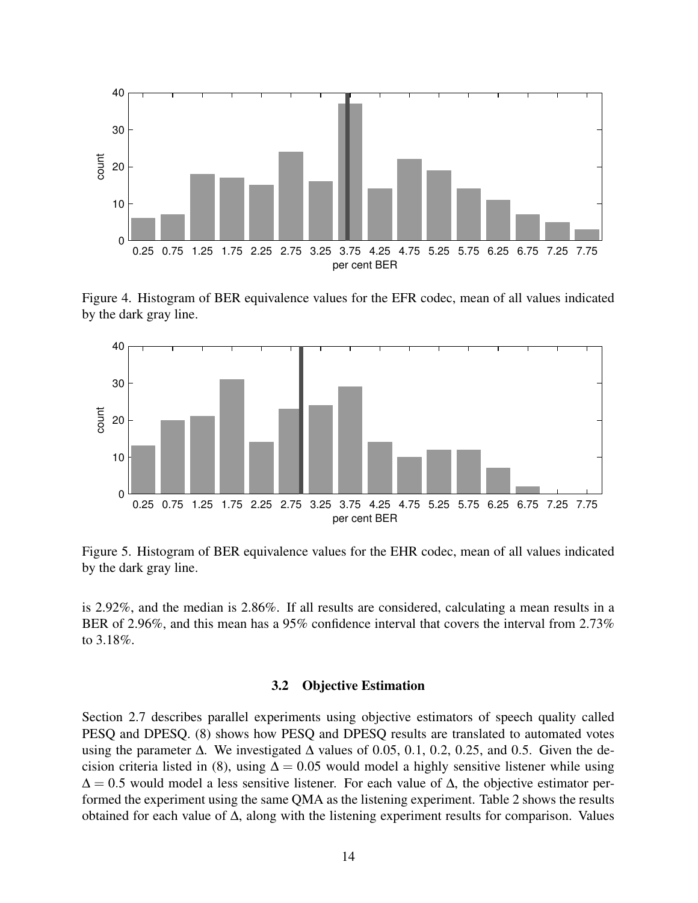Figure 4. Histogram of BER equivalence values for the EFR codec, mean of all values indicated by the dark gray line.

Figure 5. Histogram of BER equivalence values for the EHR codec, mean of all values indicated by the dark gray line.

is 2.92%, and the median is 2.86%. If all results are considered, calculating a mean results in a BER of 2.96%, and this mean has a 95% confidence interval that covers the interval from 2.73% to 3.18%.

### 3.2 Objective Estimation

Section 2.7 describes parallel experiments using objective estimators of speech quality called PESQ and DPESQ. (8) shows how PESQ and DPESQ results are translated to automated votes using the parameter $\Delta$. We investigated $\Delta$ values of 0.05, 0.1, 0.2, 0.25, and 0.5. Given the decision criteria listed in (8), using $\Delta = 0.05$ would model a highly sensitive listener while using $\Delta = 0.5$ would model a less sensitive listener. For each value of $\Delta$, the objective estimator performed the experiment using the same QMA as the listening experiment. Table 2 shows the results obtained for each value of $\Delta$, along with the listening experiment results for comparison. Values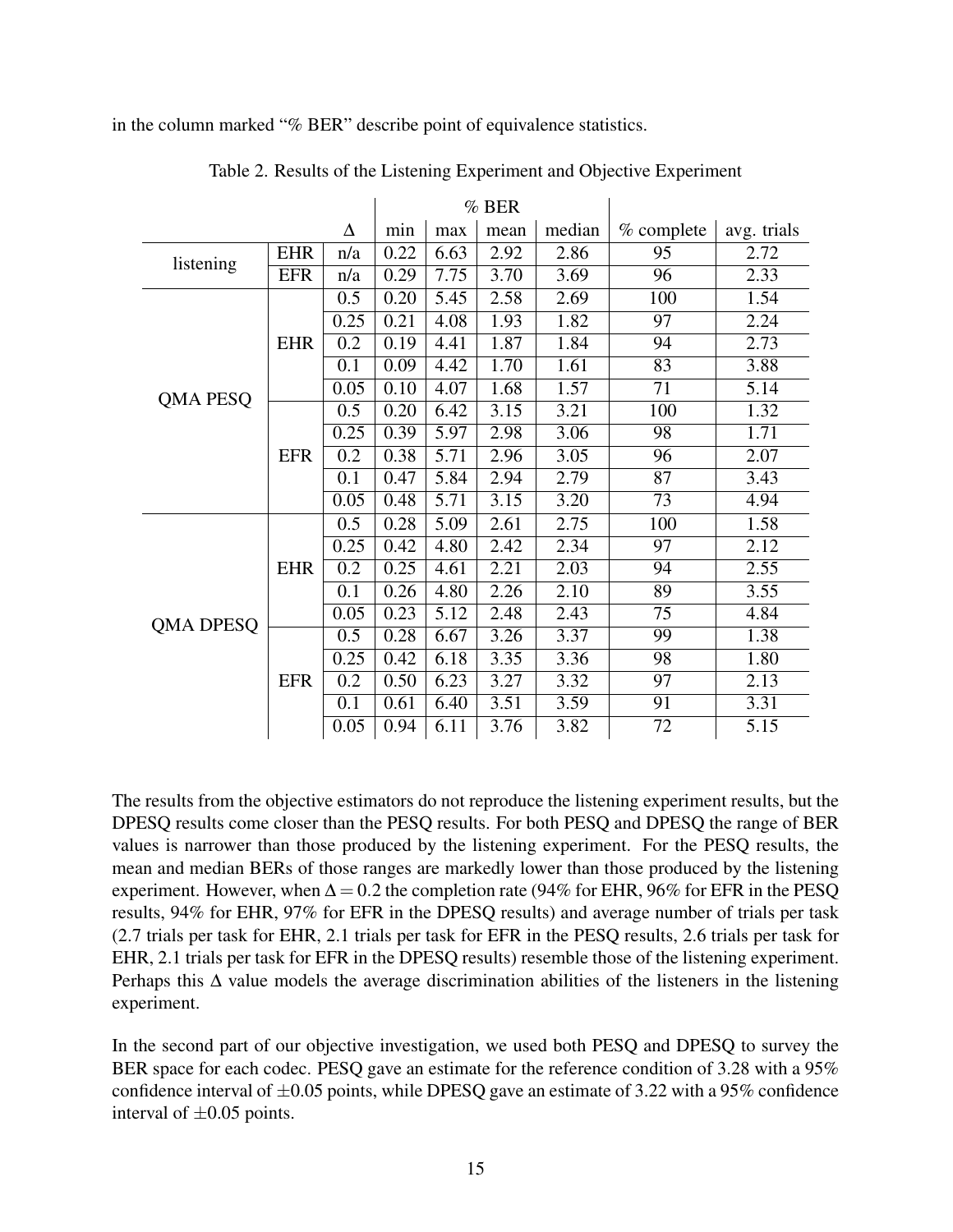in the column marked "% BER" describe point of equivalence statistics.

Table 2. Results of the Listening Experiment and Objective Experiment

| | | | % BER | | | | | |
|---|---|---|---|---|---|---|---|---|
| | | $\Delta$ | min | max | mean | median | % complete | avg. trials |
| listening | EHR | n/a | 0.22 | 6.63 | 2.92 | 2.86 | 95 | 2.72 |
| | EFR | n/a | 0.29 | 7.75 | 3.70 | 3.69 | 96 | 2.33 |
| QMA PESQ | EHR | 0.5 | 0.20 | 5.45 | 2.58 | 2.69 | 100 | 1.54 |
| | | 0.25 | 0.21 | 4.08 | 1.93 | 1.82 | 97 | 2.24 |
| | | 0.2 | 0.19 | 4.41 | 1.87 | 1.84 | 94 | 2.73 |
| | | 0.1 | 0.09 | 4.42 | 1.70 | 1.61 | 83 | 3.88 |
| | | 0.05 | 0.10 | 4.07 | 1.68 | 1.57 | 71 | 5.14 |
| | EFR | 0.5 | 0.20 | 6.42 | 3.15 | 3.21 | 100 | 1.32 |
| | | 0.25 | 0.39 | 5.97 | 2.98 | 3.06 | 98 | 1.71 |
| | | 0.2 | 0.38 | 5.71 | 2.96 | 3.05 | 96 | 2.07 |
| | | 0.1 | 0.47 | 5.84 | 2.94 | 2.79 | 87 | 3.43 |
| | | 0.05 | 0.48 | 5.71 | 3.15 | 3.20 | 73 | 4.94 |
| QMA DPESQ | EHR | 0.5 | 0.28 | 5.09 | 2.61 | 2.75 | 100 | 1.58 |
| | | 0.25 | 0.42 | 4.80 | 2.42 | 2.34 | 97 | 2.12 |
| | | 0.2 | 0.25 | 4.61 | 2.21 | 2.03 | 94 | 2.55 |
| | | 0.1 | 0.26 | 4.80 | 2.26 | 2.10 | 89 | 3.55 |
| | | 0.05 | 0.23 | 5.12 | 2.48 | 2.43 | 75 | 4.84 |
| | EFR | 0.5 | 0.28 | 6.67 | 3.26 | 3.37 | 99 | 1.38 |
| | | 0.25 | 0.42 | 6.18 | 3.35 | 3.36 | 98 | 1.80 |
| | | 0.2 | 0.50 | 6.23 | 3.27 | 3.32 | 97 | 2.13 |
| | | 0.1 | 0.61 | 6.40 | 3.51 | 3.59 | 91 | 3.31 |
| | | 0.05 | 0.94 | 6.11 | 3.76 | 3.82 | 72 | 5.15 |

The results from the objective estimators do not reproduce the listening experiment results, but the DPESQ results come closer than the PESQ results. For both PESQ and DPESQ the range of BER values is narrower than those produced by the listening experiment. For the PESQ results, the mean and median BERs of those ranges are markedly lower than those produced by the listening experiment. However, when $\Delta = 0.2$ the completion rate (94% for EHR, 96% for EFR in the PESQ results, 94% for EHR, 97% for EFR in the DPESQ results) and average number of trials per task (2.7 trials per task for EHR, 2.1 trials per task for EFR in the PESQ results, 2.6 trials per task for EHR, 2.1 trials per task for EFR in the DPESQ results) resemble those of the listening experiment. Perhaps this $\Delta$ value models the average discrimination abilities of the listeners in the listening experiment.

In the second part of our objective investigation, we used both PESQ and DPESQ to survey the BER space for each codec. PESQ gave an estimate for the reference condition of 3.28 with a 95% confidence interval of $\pm 0.05$ points, while DPESQ gave an estimate of 3.22 with a 95% confidence interval of $\pm 0.05$ points.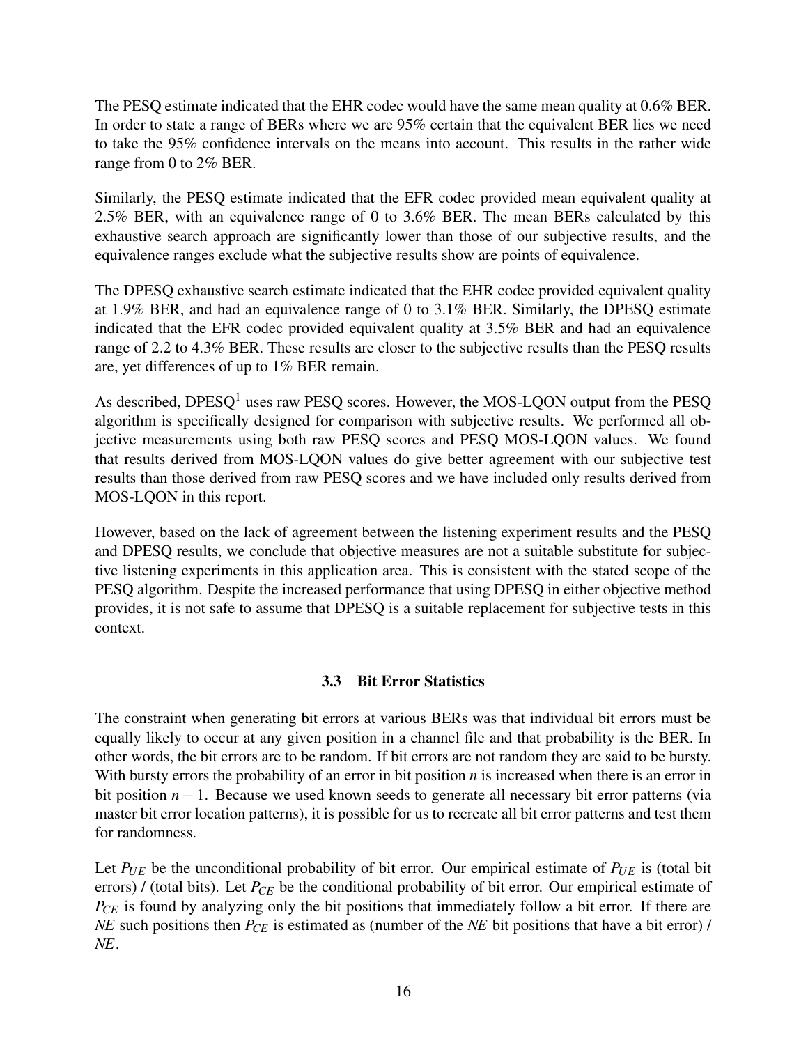The PESQ estimate indicated that the EHR codec would have the same mean quality at 0.6% BER. In order to state a range of BERs where we are 95% certain that the equivalent BER lies we need to take the 95% confidence intervals on the means into account. This results in the rather wide range from 0 to 2% BER.

Similarly, the PESQ estimate indicated that the EFR codec provided mean equivalent quality at 2.5% BER, with an equivalence range of 0 to 3.6% BER. The mean BERs calculated by this exhaustive search approach are significantly lower than those of our subjective results, and the equivalence ranges exclude what the subjective results show are points of equivalence.

The DPESQ exhaustive search estimate indicated that the EHR codec provided equivalent quality at 1.9% BER, and had an equivalence range of 0 to 3.1% BER. Similarly, the DPESQ estimate indicated that the EFR codec provided equivalent quality at 3.5% BER and had an equivalence range of 2.2 to 4.3% BER. These results are closer to the subjective results than the PESQ results are, yet differences of up to 1% BER remain.

As described, DPESQ[1] uses raw PESQ scores. However, the MOS-LQON output from the PESQ algorithm is specifically designed for comparison with subjective results. We performed all objective measurements using both raw PESQ scores and PESQ MOS-LQON values. We found that results derived from MOS-LQON values do give better agreement with our subjective test results than those derived from raw PESQ scores and we have included only results derived from MOS-LQON in this report.

However, based on the lack of agreement between the listening experiment results and the PESQ and DPESQ results, we conclude that objective measures are not a suitable substitute for subjective listening experiments in this application area. This is consistent with the stated scope of the PESQ algorithm. Despite the increased performance that using DPESQ in either objective method provides, it is not safe to assume that DPESQ is a suitable replacement for subjective tests in this context.

### 3.3 Bit Error Statistics

The constraint when generating bit errors at various BERs was that individual bit errors must be equally likely to occur at any given position in a channel file and that probability is the BER. In other words, the bit errors are to be random. If bit errors are not random they are said to be bursty. With bursty errors the probability of an error in bit position $n$ is increased when there is an error in bit position $n-1$. Because we used known seeds to generate all necessary bit error patterns (via master bit error location patterns), it is possible for us to recreate all bit error patterns and test them for randomness.

Let $P_{UE}$ be the unconditional probability of bit error. Our empirical estimate of $P_{UE}$ is (total bit errors) / (total bits). Let $P_{CE}$ be the conditional probability of bit error. Our empirical estimate of $P_{CE}$ is found by analyzing only the bit positions that immediately follow a bit error. If there are $NE$ such positions then $P_{CE}$ is estimated as (number of the $NE$ bit positions that have a bit error) / $NE$.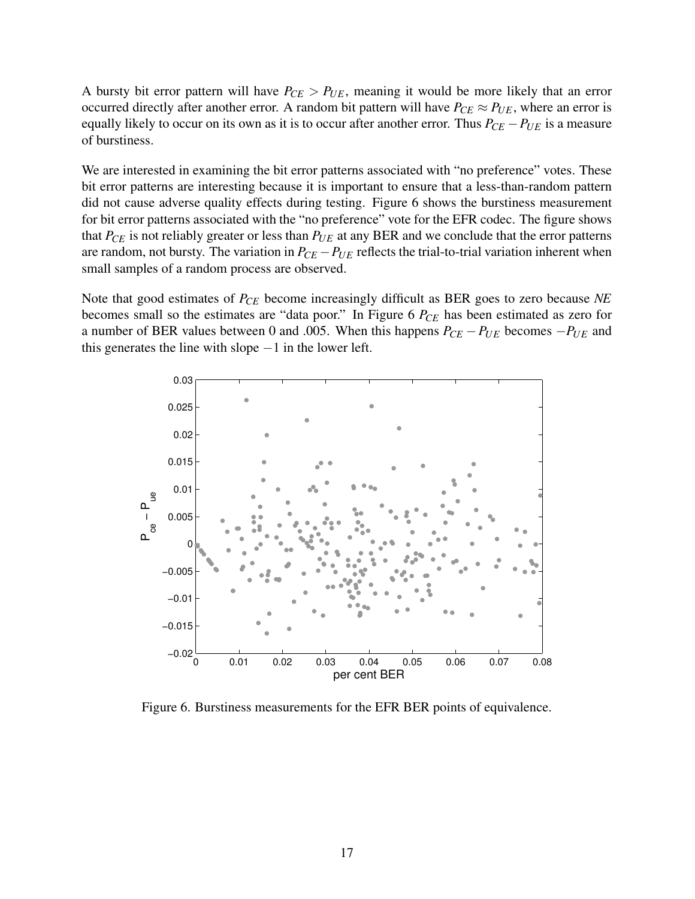A bursty bit error pattern will have $P_{CE} > P_{UE}$, meaning it would be more likely that an error occurred directly after another error. A random bit pattern will have $P_{CE} \approx P_{UE}$, where an error is equally likely to occur on its own as it is to occur after another error. Thus $P_{CE} - P_{UE}$ is a measure of burstiness.

We are interested in examining the bit error patterns associated with "no preference" votes. These bit error patterns are interesting because it is important to ensure that a less-than-random pattern did not cause adverse quality effects during testing. Figure 6 shows the burstiness measurement for bit error patterns associated with the "no preference" vote for the EFR codec. The figure shows that $P_{CE}$ is not reliably greater or less than $P_{UE}$ at any BER and we conclude that the error patterns are random, not bursty. The variation in $P_{CE} - P_{UE}$ reflects the trial-to-trial variation inherent when small samples of a random process are observed.

Note that good estimates of $P_{CE}$ become increasingly difficult as BER goes to zero because *NE* becomes small so the estimates are "data poor." In Figure 6 $P_{CE}$ has been estimated as zero for a number of BER values between 0 and .005. When this happens $P_{CE} - P_{UE}$ becomes $-P_{UE}$ and this generates the line with slope $-1$ in the lower left.

Figure 6. Burstiness measurements for the EFR BER points of equivalence.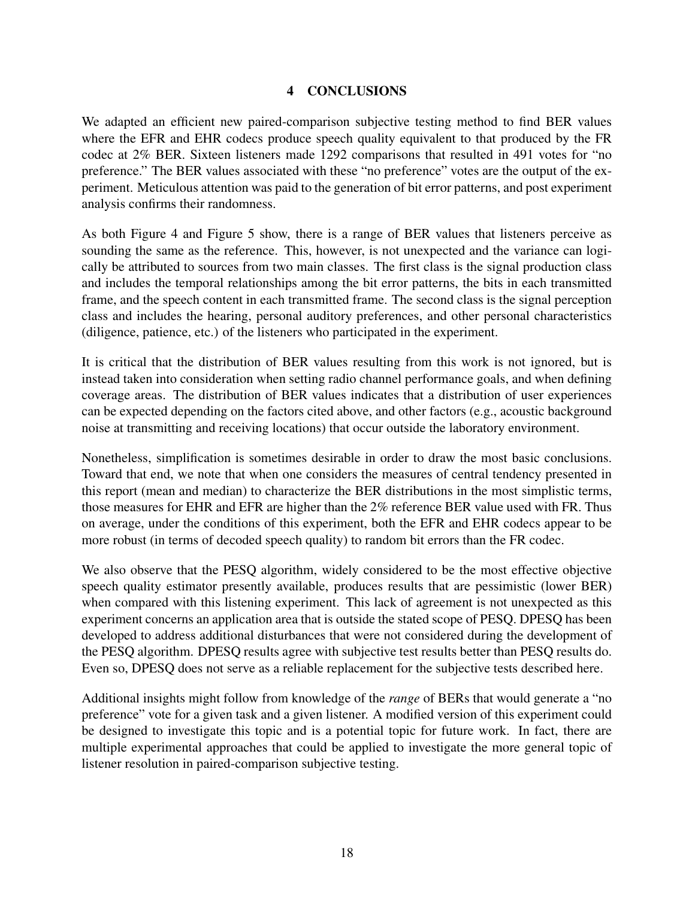## 4 CONCLUSIONS

We adapted an efficient new paired-comparison subjective testing method to find BER values where the EFR and EHR codecs produce speech quality equivalent to that produced by the FR codec at 2% BER. Sixteen listeners made 1292 comparisons that resulted in 491 votes for "no preference." The BER values associated with these "no preference" votes are the output of the experiment. Meticulous attention was paid to the generation of bit error patterns, and post experiment analysis confirms their randomness.

As both Figure 4 and Figure 5 show, there is a range of BER values that listeners perceive as sounding the same as the reference. This, however, is not unexpected and the variance can logically be attributed to sources from two main classes. The first class is the signal production class and includes the temporal relationships among the bit error patterns, the bits in each transmitted frame, and the speech content in each transmitted frame. The second class is the signal perception class and includes the hearing, personal auditory preferences, and other personal characteristics (diligence, patience, etc.) of the listeners who participated in the experiment.

It is critical that the distribution of BER values resulting from this work is not ignored, but is instead taken into consideration when setting radio channel performance goals, and when defining coverage areas. The distribution of BER values indicates that a distribution of user experiences can be expected depending on the factors cited above, and other factors (e.g., acoustic background noise at transmitting and receiving locations) that occur outside the laboratory environment.

Nonetheless, simplification is sometimes desirable in order to draw the most basic conclusions. Toward that end, we note that when one considers the measures of central tendency presented in this report (mean and median) to characterize the BER distributions in the most simplistic terms, those measures for EHR and EFR are higher than the 2% reference BER value used with FR. Thus on average, under the conditions of this experiment, both the EFR and EHR codecs appear to be more robust (in terms of decoded speech quality) to random bit errors than the FR codec.

We also observe that the PESQ algorithm, widely considered to be the most effective objective speech quality estimator presently available, produces results that are pessimistic (lower BER) when compared with this listening experiment. This lack of agreement is not unexpected as this experiment concerns an application area that is outside the stated scope of PESQ. DPESQ has been developed to address additional disturbances that were not considered during the development of the PESQ algorithm. DPESQ results agree with subjective test results better than PESQ results do. Even so, DPESQ does not serve as a reliable replacement for the subjective tests described here.

Additional insights might follow from knowledge of the *range* of BERs that would generate a "no preference" vote for a given task and a given listener. A modified version of this experiment could be designed to investigate this topic and is a potential topic for future work. In fact, there are multiple experimental approaches that could be applied to investigate the more general topic of listener resolution in paired-comparison subjective testing.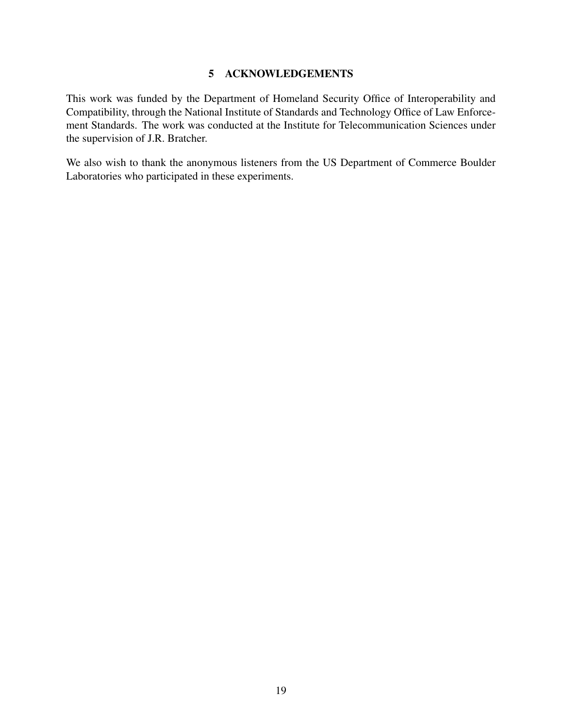## 5 ACKNOWLEDGEMENTS

This work was funded by the Department of Homeland Security Office of Interoperability and Compatibility, through the National Institute of Standards and Technology Office of Law Enforcement Standards. The work was conducted at the Institute for Telecommunication Sciences under the supervision of J.R. Bratcher.

We also wish to thank the anonymous listeners from the US Department of Commerce Boulder Laboratories who participated in these experiments.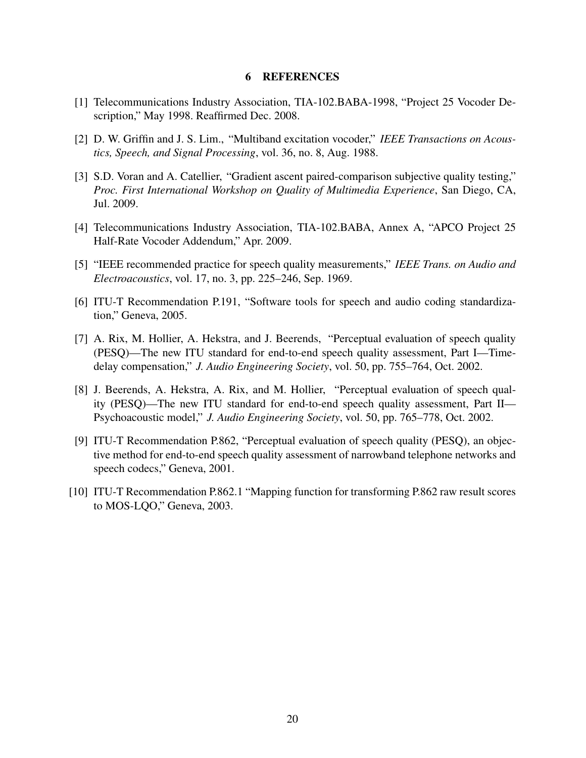## 6 REFERENCES

[1] Telecommunications Industry Association, TIA-102.BABA-1998, "Project 25 Vocoder Description," May 1998. Reaffirmed Dec. 2008.

[2] D. W. Griffin and J. S. Lim., "Multiband excitation vocoder," *IEEE Transactions on Acoustics, Speech, and Signal Processing*, vol. 36, no. 8, Aug. 1988.

[3] S.D. Voran and A. Catellier, "Gradient ascent paired-comparison subjective quality testing," *Proc. First International Workshop on Quality of Multimedia Experience*, San Diego, CA, Jul. 2009.

[4] Telecommunications Industry Association, TIA-102.BABA, Annex A, "APCO Project 25 Half-Rate Vocoder Addendum," Apr. 2009.

[5] "IEEE recommended practice for speech quality measurements," *IEEE Trans. on Audio and Electroacoustics*, vol. 17, no. 3, pp. 225–246, Sep. 1969.

[6] ITU-T Recommendation P.191, "Software tools for speech and audio coding standardization," Geneva, 2005.

[7] A. Rix, M. Hollier, A. Hekstra, and J. Beerends, "Perceptual evaluation of speech quality (PESQ)—The new ITU standard for end-to-end speech quality assessment, Part I—Time-delay compensation," *J. Audio Engineering Society*, vol. 50, pp. 755–764, Oct. 2002.

[8] J. Beerends, A. Hekstra, A. Rix, and M. Hollier, "Perceptual evaluation of speech quality (PESQ)—The new ITU standard for end-to-end speech quality assessment, Part II—Psychoacoustic model," *J. Audio Engineering Society*, vol. 50, pp. 765–778, Oct. 2002.

[9] ITU-T Recommendation P.862, "Perceptual evaluation of speech quality (PESQ), an objective method for end-to-end speech quality assessment of narrowband telephone networks and speech codecs," Geneva, 2001.

[10] ITU-T Recommendation P.862.1 "Mapping function for transforming P.862 raw result scores to MOS-LQO," Geneva, 2003.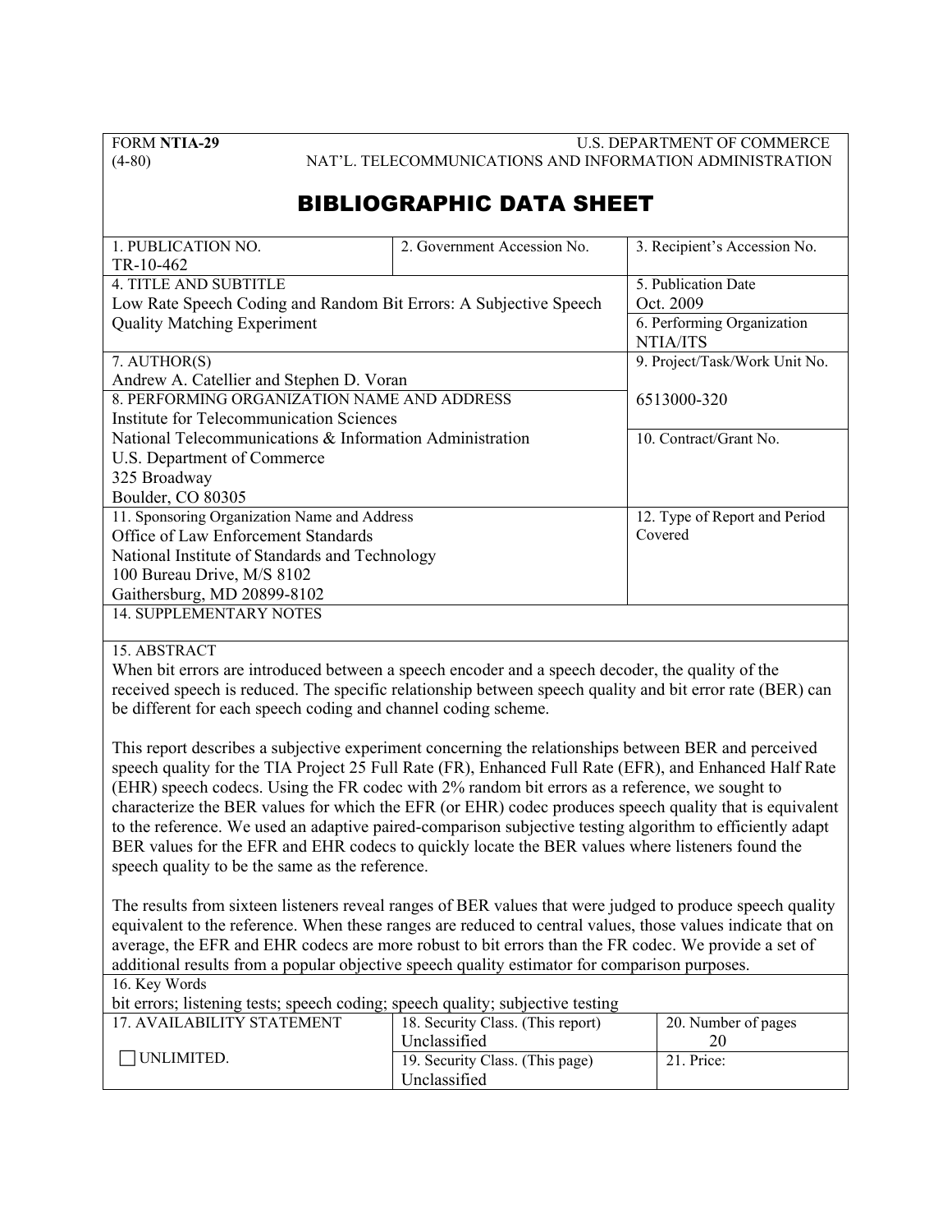FORM **NTIA-29** U.S. DEPARTMENT OF COMMERCE
(4-80) NAT'L. TELECOMMUNICATIONS AND INFORMATION ADMINISTRATION

# BIBLIOGRAPHIC DATA SHEET

| 1. PUBLICATION NO. | 2. Government Accession No. | 3. Recipient's Accession No. |
|---|---|---|
| TR-10-462 | | |

| 4. TITLE AND SUBTITLE | 5. Publication Date |
|---|---|
| Low Rate Speech Coding and Random Bit Errors: A Subjective Speech Quality Matching Experiment | Oct. 2009 |
| | 6. Performing Organization<br>NTIA/ITS |
| 7. AUTHOR(S)<br>Andrew A. Catellier and Stephen D. Voran | 9. Project/Task/Work Unit No.<br>6513000-320 |
| 8. PERFORMING ORGANIZATION NAME AND ADDRESS<br>Institute for Telecommunication Sciences<br>National Telecommunications & Information Administration<br>U.S. Department of Commerce<br>325 Broadway<br>Boulder, CO 80305 | 10. Contract/Grant No. |
| 11. Sponsoring Organization Name and Address<br>Office of Law Enforcement Standards<br>National Institute of Standards and Technology<br>100 Bureau Drive, M/S 8102<br>Gaithersburg, MD 20899-8102 | 12. Type of Report and Period Covered |

14. SUPPLEMENTARY NOTES

15. ABSTRACT

When bit errors are introduced between a speech encoder and a speech decoder, the quality of the received speech is reduced. The specific relationship between speech quality and bit error rate (BER) can be different for each speech coding and channel coding scheme.

This report describes a subjective experiment concerning the relationships between BER and perceived speech quality for the TIA Project 25 Full Rate (FR), Enhanced Full Rate (EFR), and Enhanced Half Rate (EHR) speech codecs. Using the FR codec with 2% random bit errors as a reference, we sought to characterize the BER values for which the EFR (or EHR) codec produces speech quality that is equivalent to the reference. We used an adaptive paired-comparison subjective testing algorithm to efficiently adapt BER values for the EFR and EHR codecs to quickly locate the BER values where listeners found the speech quality to be the same as the reference.

The results from sixteen listeners reveal ranges of BER values that were judged to produce speech quality equivalent to the reference. When these ranges are reduced to central values, those values indicate that on average, the EFR and EHR codecs are more robust to bit errors than the FR codec. We provide a set of additional results from a popular objective speech quality estimator for comparison purposes.

16. Key Words

bit errors; listening tests; speech coding; speech quality; subjective testing

| 17. AVAILABILITY STATEMENT | 18. Security Class. (This report) | 20. Number of pages |
|---|---|---|
| ☐ UNLIMITED. | Unclassified | 20 |
| | 19. Security Class. (This page)<br>Unclassified | 21. Price: |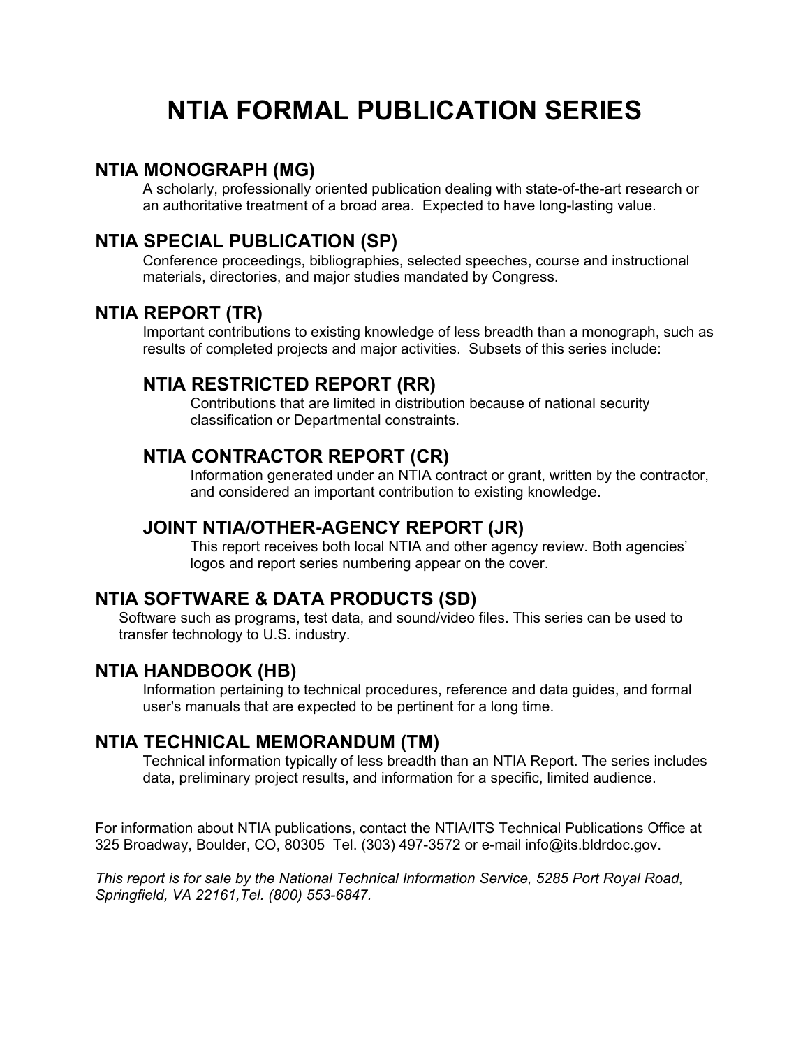# NTIA FORMAL PUBLICATION SERIES

## NTIA MONOGRAPH (MG)

A scholarly, professionally oriented publication dealing with state-of-the-art research or an authoritative treatment of a broad area. Expected to have long-lasting value.

## NTIA SPECIAL PUBLICATION (SP)

Conference proceedings, bibliographies, selected speeches, course and instructional materials, directories, and major studies mandated by Congress.

## NTIA REPORT (TR)

Important contributions to existing knowledge of less breadth than a monograph, such as results of completed projects and major activities. Subsets of this series include:

### NTIA RESTRICTED REPORT (RR)

Contributions that are limited in distribution because of national security classification or Departmental constraints.

### NTIA CONTRACTOR REPORT (CR)

Information generated under an NTIA contract or grant, written by the contractor, and considered an important contribution to existing knowledge.

### JOINT NTIA/OTHER-AGENCY REPORT (JR)

This report receives both local NTIA and other agency review. Both agencies' logos and report series numbering appear on the cover.

## NTIA SOFTWARE & DATA PRODUCTS (SD)

Software such as programs, test data, and sound/video files. This series can be used to transfer technology to U.S. industry.

## NTIA HANDBOOK (HB)

Information pertaining to technical procedures, reference and data guides, and formal user's manuals that are expected to be pertinent for a long time.

## NTIA TECHNICAL MEMORANDUM (TM)

Technical information typically of less breadth than an NTIA Report. The series includes data, preliminary project results, and information for a specific, limited audience.

For information about NTIA publications, contact the NTIA/ITS Technical Publications Office at 325 Broadway, Boulder, CO, 80305 Tel. (303) 497-3572 or e-mail info@its.bldrdoc.gov.

*This report is for sale by the National Technical Information Service, 5285 Port Royal Road, Springfield, VA 22161,Tel. (800) 553-6847.*